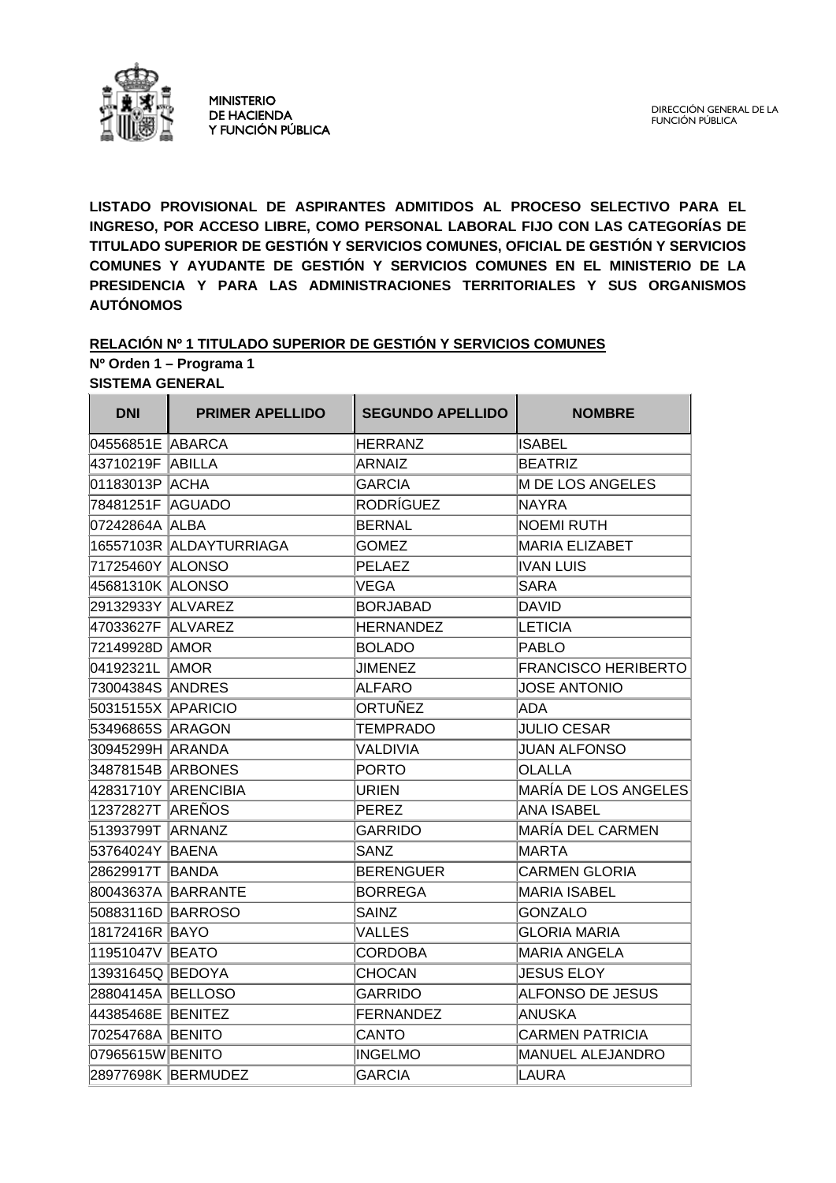MINISTERIO
DE HACIENDA
Y FUNCIÓN PÚBLICA

DIRECCIÓN GENERAL DE LA
FUNCIÓN PÚBLICA

**LISTADO PROVISIONAL DE ASPIRANTES ADMITIDOS AL PROCESO SELECTIVO PARA EL INGRESO, POR ACCESO LIBRE, COMO PERSONAL LABORAL FIJO CON LAS CATEGORÍAS DE TITULADO SUPERIOR DE GESTIÓN Y SERVICIOS COMUNES, OFICIAL DE GESTIÓN Y SERVICIOS COMUNES Y AYUDANTE DE GESTIÓN Y SERVICIOS COMUNES EN EL MINISTERIO DE LA PRESIDENCIA Y PARA LAS ADMINISTRACIONES TERRITORIALES Y SUS ORGANISMOS AUTÓNOMOS**

**RELACIÓN Nº 1 TITULADO SUPERIOR DE GESTIÓN Y SERVICIOS COMUNES**

**Nº Orden 1 – Programa 1**

**SISTEMA GENERAL**

| DNI | PRIMER APELLIDO | SEGUNDO APELLIDO | NOMBRE |
|---|---|---|---|
| 04556851E | ABARCA | HERRANZ | ISABEL |
| 43710219F | ABILLA | ARNAIZ | BEATRIZ |
| 01183013P | ACHA | GARCIA | M DE LOS ANGELES |
| 78481251F | AGUADO | RODRÍGUEZ | NAYRA |
| 07242864A | ALBA | BERNAL | NOEMI RUTH |
| 16557103R | ALDAYTURRIAGA | GOMEZ | MARIA ELIZABET |
| 71725460Y | ALONSO | PELAEZ | IVAN LUIS |
| 45681310K | ALONSO | VEGA | SARA |
| 29132933Y | ALVAREZ | BORJABAD | DAVID |
| 47033627F | ALVAREZ | HERNANDEZ | LETICIA |
| 72149928D | AMOR | BOLADO | PABLO |
| 04192321L | AMOR | JIMENEZ | FRANCISCO HERIBERTO |
| 73004384S | ANDRES | ALFARO | JOSE ANTONIO |
| 50315155X | APARICIO | ORTUÑEZ | ADA |
| 53496865S | ARAGON | TEMPRADO | JULIO CESAR |
| 30945299H | ARANDA | VALDIVIA | JUAN ALFONSO |
| 34878154B | ARBONES | PORTO | OLALLA |
| 42831710Y | ARENCIBIA | URIEN | MARÍA DE LOS ANGELES |
| 12372827T | AREÑOS | PEREZ | ANA ISABEL |
| 51393799T | ARNANZ | GARRIDO | MARÍA DEL CARMEN |
| 53764024Y | BAENA | SANZ | MARTA |
| 28629917T | BANDA | BERENGUER | CARMEN GLORIA |
| 80043637A | BARRANTE | BORREGA | MARIA ISABEL |
| 50883116D | BARROSO | SAINZ | GONZALO |
| 18172416R | BAYO | VALLES | GLORIA MARIA |
| 11951047V | BEATO | CORDOBA | MARIA ANGELA |
| 13931645Q | BEDOYA | CHOCAN | JESUS ELOY |
| 28804145A | BELLOSO | GARRIDO | ALFONSO DE JESUS |
| 44385468E | BENITEZ | FERNANDEZ | ANUSKA |
| 70254768A | BENITO | CANTO | CARMEN PATRICIA |
| 07965615W | BENITO | INGELMO | MANUEL ALEJANDRO |
| 28977698K | BERMUDEZ | GARCIA | LAURA |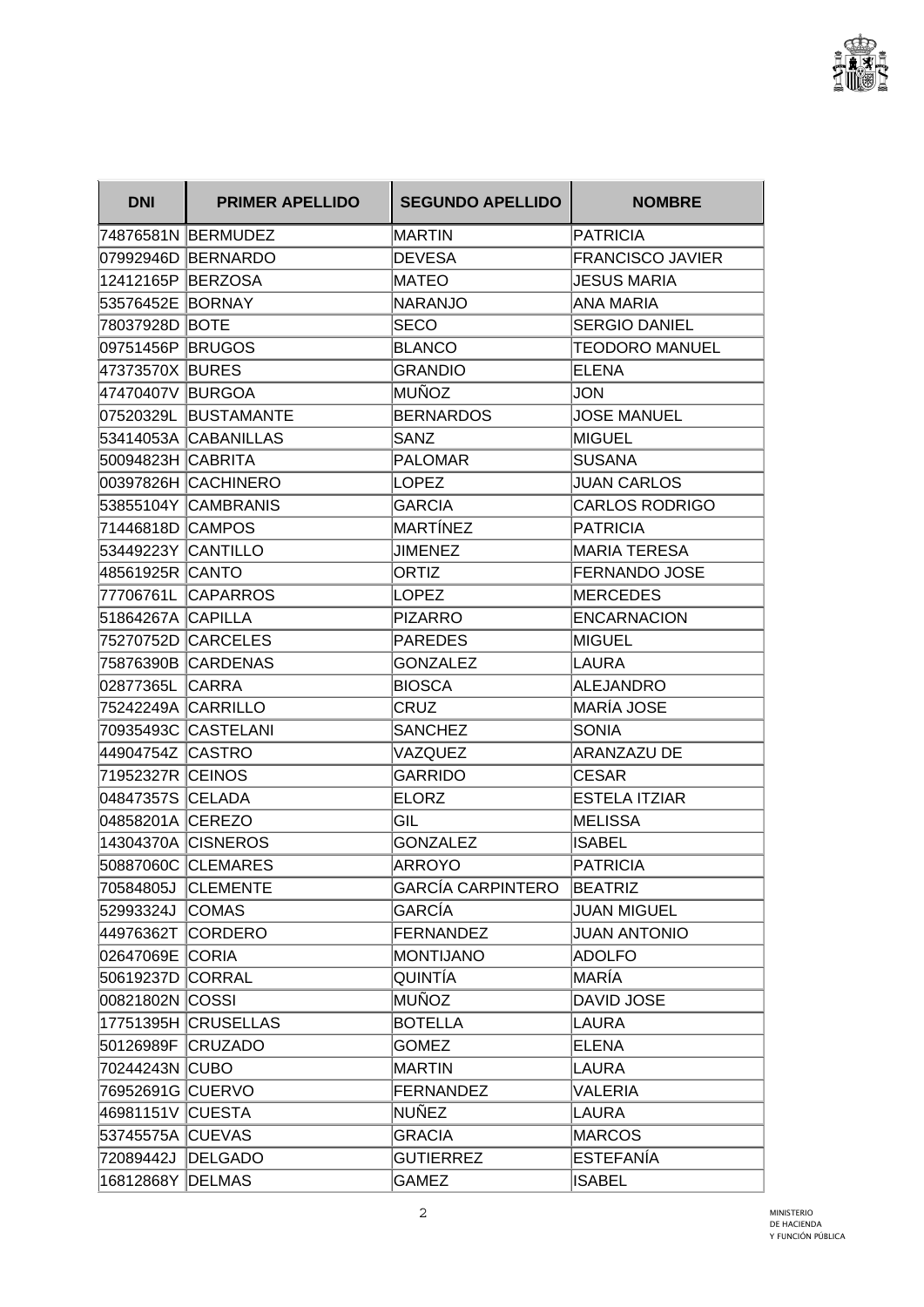| DNI | PRIMER APELLIDO | SEGUNDO APELLIDO | NOMBRE |
|---|---|---|---|
| 74876581N | BERMUDEZ | MARTIN | PATRICIA |
| 07992946D | BERNARDO | DEVESA | FRANCISCO JAVIER |
| 12412165P | BERZOSA | MATEO | JESUS MARIA |
| 53576452E | BORNAY | NARANJO | ANA MARIA |
| 78037928D | BOTE | SECO | SERGIO DANIEL |
| 09751456P | BRUGOS | BLANCO | TEODORO MANUEL |
| 47373570X | BURES | GRANDIO | ELENA |
| 47470407V | BURGOA | MUÑOZ | JON |
| 07520329L | BUSTAMANTE | BERNARDOS | JOSE MANUEL |
| 53414053A | CABANILLAS | SANZ | MIGUEL |
| 50094823H | CABRITA | PALOMAR | SUSANA |
| 00397826H | CACHINERO | LOPEZ | JUAN CARLOS |
| 53855104Y | CAMBRANIS | GARCIA | CARLOS RODRIGO |
| 71446818D | CAMPOS | MARTÍNEZ | PATRICIA |
| 53449223Y | CANTILLO | JIMENEZ | MARIA TERESA |
| 48561925R | CANTO | ORTIZ | FERNANDO JOSE |
| 77706761L | CAPARROS | LOPEZ | MERCEDES |
| 51864267A | CAPILLA | PIZARRO | ENCARNACION |
| 75270752D | CARCELES | PAREDES | MIGUEL |
| 75876390B | CARDENAS | GONZALEZ | LAURA |
| 02877365L | CARRA | BIOSCA | ALEJANDRO |
| 75242249A | CARRILLO | CRUZ | MARÍA JOSE |
| 70935493C | CASTELANI | SANCHEZ | SONIA |
| 44904754Z | CASTRO | VAZQUEZ | ARANZAZU DE |
| 71952327R | CEINOS | GARRIDO | CESAR |
| 04847357S | CELADA | ELORZ | ESTELA ITZIAR |
| 04858201A | CEREZO | GIL | MELISSA |
| 14304370A | CISNEROS | GONZALEZ | ISABEL |
| 50887060C | CLEMARES | ARROYO | PATRICIA |
| 70584805J | CLEMENTE | GARCÍA CARPINTERO | BEATRIZ |
| 52993324J | COMAS | GARCÍA | JUAN MIGUEL |
| 44976362T | CORDERO | FERNANDEZ | JUAN ANTONIO |
| 02647069E | CORIA | MONTIJANO | ADOLFO |
| 50619237D | CORRAL | QUINTÍA | MARÍA |
| 00821802N | COSSI | MUÑOZ | DAVID JOSE |
| 17751395H | CRUSELLAS | BOTELLA | LAURA |
| 50126989F | CRUZADO | GOMEZ | ELENA |
| 70244243N | CUBO | MARTIN | LAURA |
| 76952691G | CUERVO | FERNANDEZ | VALERIA |
| 46981151V | CUESTA | NUÑEZ | LAURA |
| 53745575A | CUEVAS | GRACIA | MARCOS |
| 72089442J | DELGADO | GUTIERREZ | ESTEFANÍA |
| 16812868Y | DELMAS | GAMEZ | ISABEL |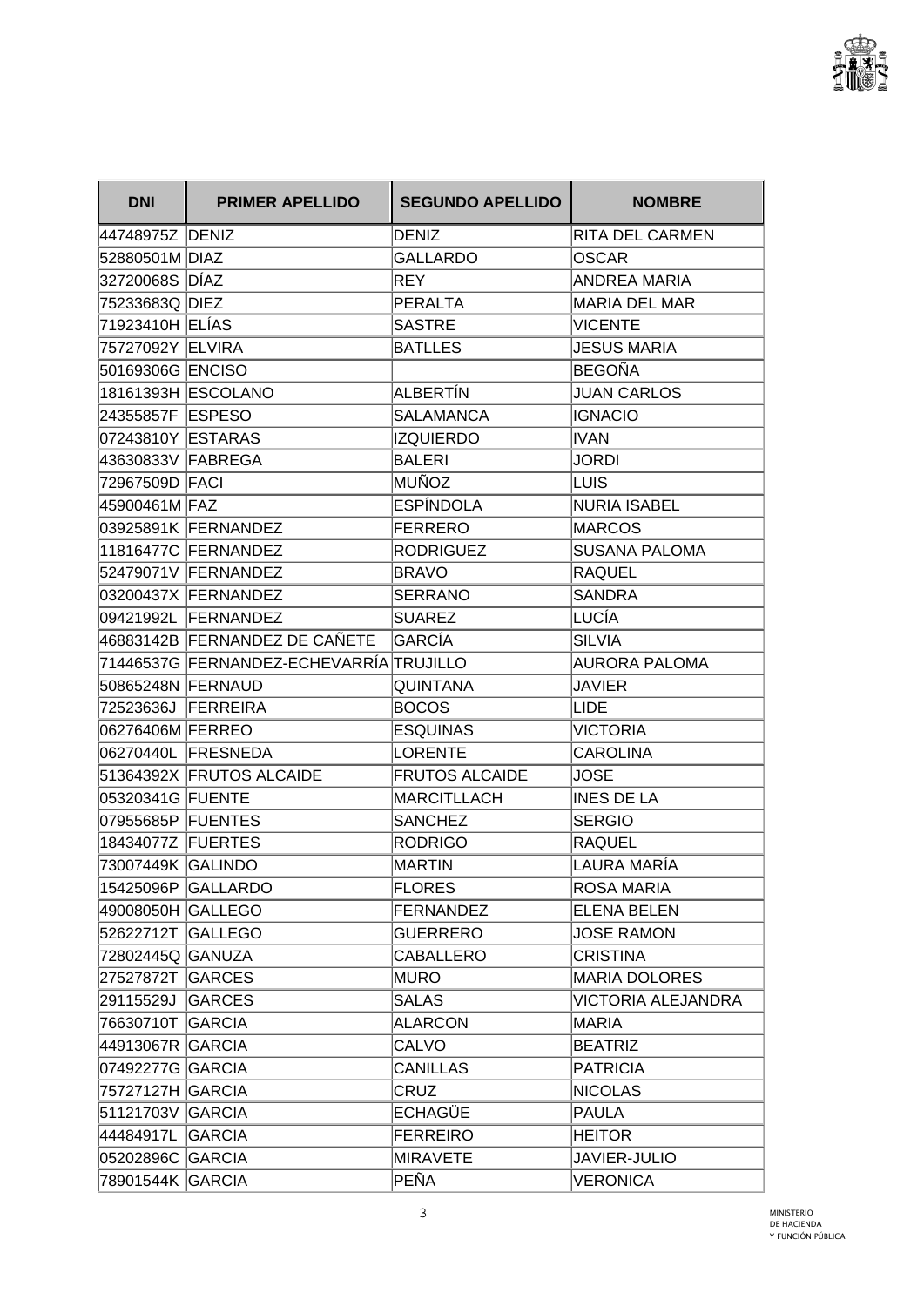| DNI | PRIMER APELLIDO | SEGUNDO APELLIDO | NOMBRE |
|---|---|---|---|
| 44748975Z | DENIZ | DENIZ | RITA DEL CARMEN |
| 52880501M | DIAZ | GALLARDO | OSCAR |
| 32720068S | DÍAZ | REY | ANDREA MARIA |
| 75233683Q | DIEZ | PERALTA | MARIA DEL MAR |
| 71923410H | ELÍAS | SASTRE | VICENTE |
| 75727092Y | ELVIRA | BATLLES | JESUS MARIA |
| 50169306G | ENCISO | | BEGOÑA |
| 18161393H | ESCOLANO | ALBERTÍN | JUAN CARLOS |
| 24355857F | ESPESO | SALAMANCA | IGNACIO |
| 07243810Y | ESTARAS | IZQUIERDO | IVAN |
| 43630833V | FABREGA | BALERI | JORDI |
| 72967509D | FACI | MUÑOZ | LUIS |
| 45900461M | FAZ | ESPÍNDOLA | NURIA ISABEL |
| 03925891K | FERNANDEZ | FERRERO | MARCOS |
| 11816477C | FERNANDEZ | RODRIGUEZ | SUSANA PALOMA |
| 52479071V | FERNANDEZ | BRAVO | RAQUEL |
| 03200437X | FERNANDEZ | SERRANO | SANDRA |
| 09421992L | FERNANDEZ | SUAREZ | LUCÍA |
| 46883142B | FERNANDEZ DE CAÑETE | GARCÍA | SILVIA |
| 71446537G | FERNANDEZ-ECHEVARRÍA | TRUJILLO | AURORA PALOMA |
| 50865248N | FERNAUD | QUINTANA | JAVIER |
| 72523636J | FERREIRA | BOCOS | LIDE |
| 06276406M | FERREO | ESQUINAS | VICTORIA |
| 06270440L | FRESNEDA | LORENTE | CAROLINA |
| 51364392X | FRUTOS ALCAIDE | FRUTOS ALCAIDE | JOSE |
| 05320341G | FUENTE | MARCITLLACH | INES DE LA |
| 07955685P | FUENTES | SANCHEZ | SERGIO |
| 18434077Z | FUERTES | RODRIGO | RAQUEL |
| 73007449K | GALINDO | MARTIN | LAURA MARÍA |
| 15425096P | GALLARDO | FLORES | ROSA MARIA |
| 49008050H | GALLEGO | FERNANDEZ | ELENA BELEN |
| 52622712T | GALLEGO | GUERRERO | JOSE RAMON |
| 72802445Q | GANUZA | CABALLERO | CRISTINA |
| 27527872T | GARCES | MURO | MARIA DOLORES |
| 29115529J | GARCES | SALAS | VICTORIA ALEJANDRA |
| 76630710T | GARCIA | ALARCON | MARIA |
| 44913067R | GARCIA | CALVO | BEATRIZ |
| 07492277G | GARCIA | CANILLAS | PATRICIA |
| 75727127H | GARCIA | CRUZ | NICOLAS |
| 51121703V | GARCIA | ECHAGÜE | PAULA |
| 44484917L | GARCIA | FERREIRO | HEITOR |
| 05202896C | GARCIA | MIRAVETE | JAVIER-JULIO |
| 78901544K | GARCIA | PEÑA | VERONICA |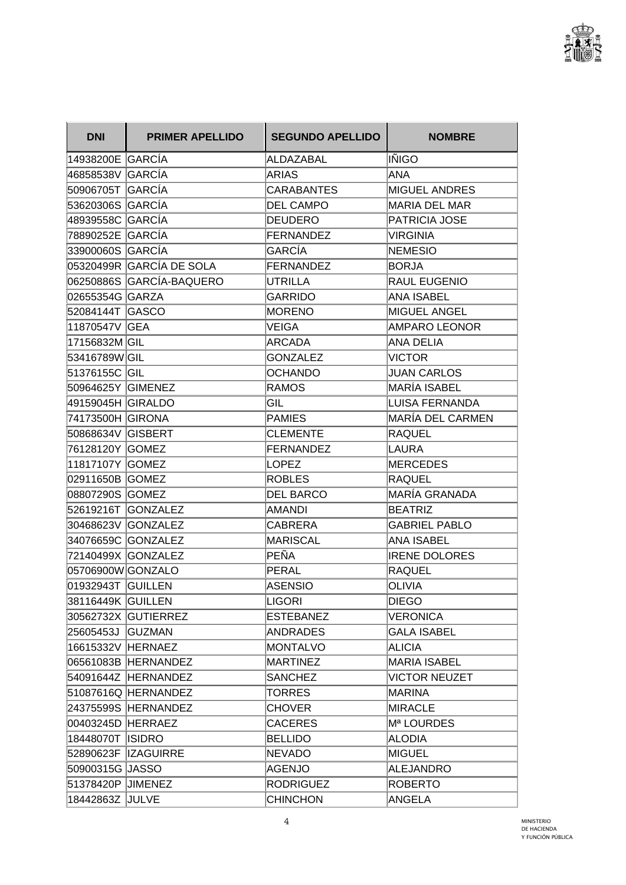| DNI | PRIMER APELLIDO | SEGUNDO APELLIDO | NOMBRE |
|---|---|---|---|
| 14938200E | GARCÍA | ALDAZABAL | IÑIGO |
| 46858538V | GARCÍA | ARIAS | ANA |
| 50906705T | GARCÍA | CARABANTES | MIGUEL ANDRES |
| 53620306S | GARCÍA | DEL CAMPO | MARIA DEL MAR |
| 48939558C | GARCÍA | DEUDERO | PATRICIA JOSE |
| 78890252E | GARCÍA | FERNANDEZ | VIRGINIA |
| 33900060S | GARCÍA | GARCÍA | NEMESIO |
| 05320499R | GARCÍA DE SOLA | FERNANDEZ | BORJA |
| 06250886S | GARCÍA-BAQUERO | UTRILLA | RAUL EUGENIO |
| 02655354G | GARZA | GARRIDO | ANA ISABEL |
| 52084144T | GASCO | MORENO | MIGUEL ANGEL |
| 11870547V | GEA | VEIGA | AMPARO LEONOR |
| 17156832M | GIL | ARCADA | ANA DELIA |
| 53416789W | GIL | GONZALEZ | VICTOR |
| 51376155C | GIL | OCHANDO | JUAN CARLOS |
| 50964625Y | GIMENEZ | RAMOS | MARÍA ISABEL |
| 49159045H | GIRALDO | GIL | LUISA FERNANDA |
| 74173500H | GIRONA | PAMIES | MARÍA DEL CARMEN |
| 50868634V | GISBERT | CLEMENTE | RAQUEL |
| 76128120Y | GOMEZ | FERNANDEZ | LAURA |
| 11817107Y | GOMEZ | LOPEZ | MERCEDES |
| 02911650B | GOMEZ | ROBLES | RAQUEL |
| 08807290S | GOMEZ | DEL BARCO | MARÍA GRANADA |
| 52619216T | GONZALEZ | AMANDI | BEATRIZ |
| 30468623V | GONZALEZ | CABRERA | GABRIEL PABLO |
| 34076659C | GONZALEZ | MARISCAL | ANA ISABEL |
| 72140499X | GONZALEZ | PEÑA | IRENE DOLORES |
| 05706900W | GONZALO | PERAL | RAQUEL |
| 01932943T | GUILLEN | ASENSIO | OLIVIA |
| 38116449K | GUILLEN | LIGORI | DIEGO |
| 30562732X | GUTIERREZ | ESTEBANEZ | VERONICA |
| 25605453J | GUZMAN | ANDRADES | GALA ISABEL |
| 16615332V | HERNAEZ | MONTALVO | ALICIA |
| 06561083B | HERNANDEZ | MARTINEZ | MARIA ISABEL |
| 54091644Z | HERNANDEZ | SANCHEZ | VICTOR NEUZET |
| 51087616Q | HERNANDEZ | TORRES | MARINA |
| 24375599S | HERNANDEZ | CHOVER | MIRACLE |
| 00403245D | HERRAEZ | CACERES | Mª LOURDES |
| 18448070T | ISIDRO | BELLIDO | ALODIA |
| 52890623F | IZAGUIRRE | NEVADO | MIGUEL |
| 50900315G | JASSO | AGENJO | ALEJANDRO |
| 51378420P | JIMENEZ | RODRIGUEZ | ROBERTO |
| 18442863Z | JULVE | CHINCHON | ANGELA |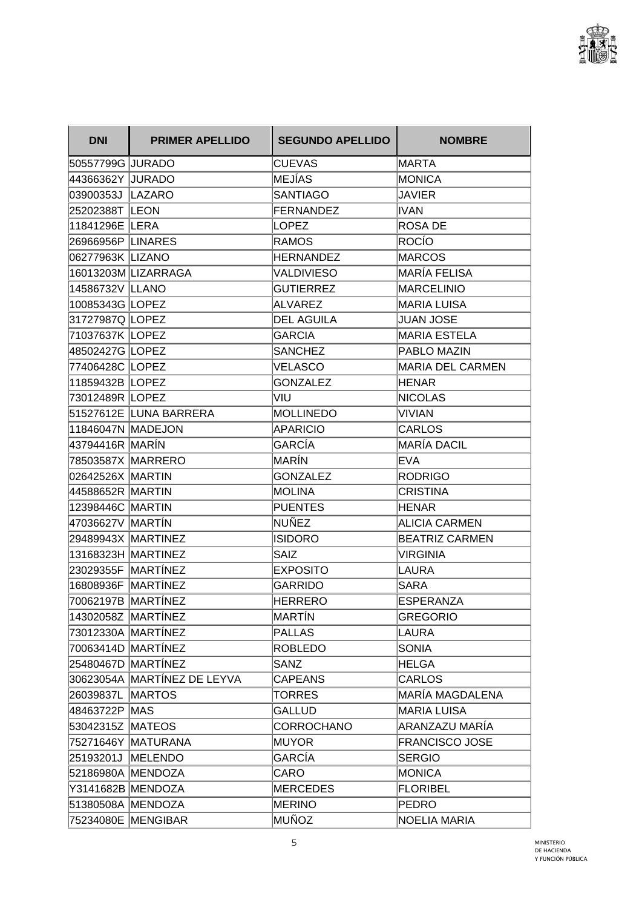| DNI | PRIMER APELLIDO | SEGUNDO APELLIDO | NOMBRE |
|---|---|---|---|
| 50557799G | JURADO | CUEVAS | MARTA |
| 44366362Y | JURADO | MEJÍAS | MONICA |
| 03900353J | LAZARO | SANTIAGO | JAVIER |
| 25202388T | LEON | FERNANDEZ | IVAN |
| 11841296E | LERA | LOPEZ | ROSA DE |
| 26966956P | LINARES | RAMOS | ROCÍO |
| 06277963K | LIZANO | HERNANDEZ | MARCOS |
| 16013203M | LIZARRAGA | VALDIVIESO | MARÍA FELISA |
| 14586732V | LLANO | GUTIERREZ | MARCELINIO |
| 10085343G | LOPEZ | ALVAREZ | MARIA LUISA |
| 31727987Q | LOPEZ | DEL AGUILA | JUAN JOSE |
| 71037637K | LOPEZ | GARCIA | MARIA ESTELA |
| 48502427G | LOPEZ | SANCHEZ | PABLO MAZIN |
| 77406428C | LOPEZ | VELASCO | MARIA DEL CARMEN |
| 11859432B | LOPEZ | GONZALEZ | HENAR |
| 73012489R | LOPEZ | VIU | NICOLAS |
| 51527612E | LUNA BARRERA | MOLLINEDO | VIVIAN |
| 11846047N | MADEJON | APARICIO | CARLOS |
| 43794416R | MARÍN | GARCÍA | MARÍA DACIL |
| 78503587X | MARRERO | MARÍN | EVA |
| 02642526X | MARTIN | GONZALEZ | RODRIGO |
| 44588652R | MARTIN | MOLINA | CRISTINA |
| 12398446C | MARTIN | PUENTES | HENAR |
| 47036627V | MARTÍN | NUÑEZ | ALICIA CARMEN |
| 29489943X | MARTINEZ | ISIDORO | BEATRIZ CARMEN |
| 13168323H | MARTINEZ | SAIZ | VIRGINIA |
| 23029355F | MARTÍNEZ | EXPOSITO | LAURA |
| 16808936F | MARTÍNEZ | GARRIDO | SARA |
| 70062197B | MARTÍNEZ | HERRERO | ESPERANZA |
| 14302058Z | MARTÍNEZ | MARTÍN | GREGORIO |
| 73012330A | MARTÍNEZ | PALLAS | LAURA |
| 70063414D | MARTÍNEZ | ROBLEDO | SONIA |
| 25480467D | MARTÍNEZ | SANZ | HELGA |
| 30623054A | MARTÍNEZ DE LEYVA | CAPEANS | CARLOS |
| 26039837L | MARTOS | TORRES | MARÍA MAGDALENA |
| 48463722P | MAS | GALLUD | MARIA LUISA |
| 53042315Z | MATEOS | CORROCHANO | ARANZAZU MARÍA |
| 75271646Y | MATURANA | MUYOR | FRANCISCO JOSE |
| 25193201J | MELENDO | GARCÍA | SERGIO |
| 52186980A | MENDOZA | CARO | MONICA |
| Y3141682B | MENDOZA | MERCEDES | FLORIBEL |
| 51380508A | MENDOZA | MERINO | PEDRO |
| 75234080E | MENGIBAR | MUÑOZ | NOELIA MARIA |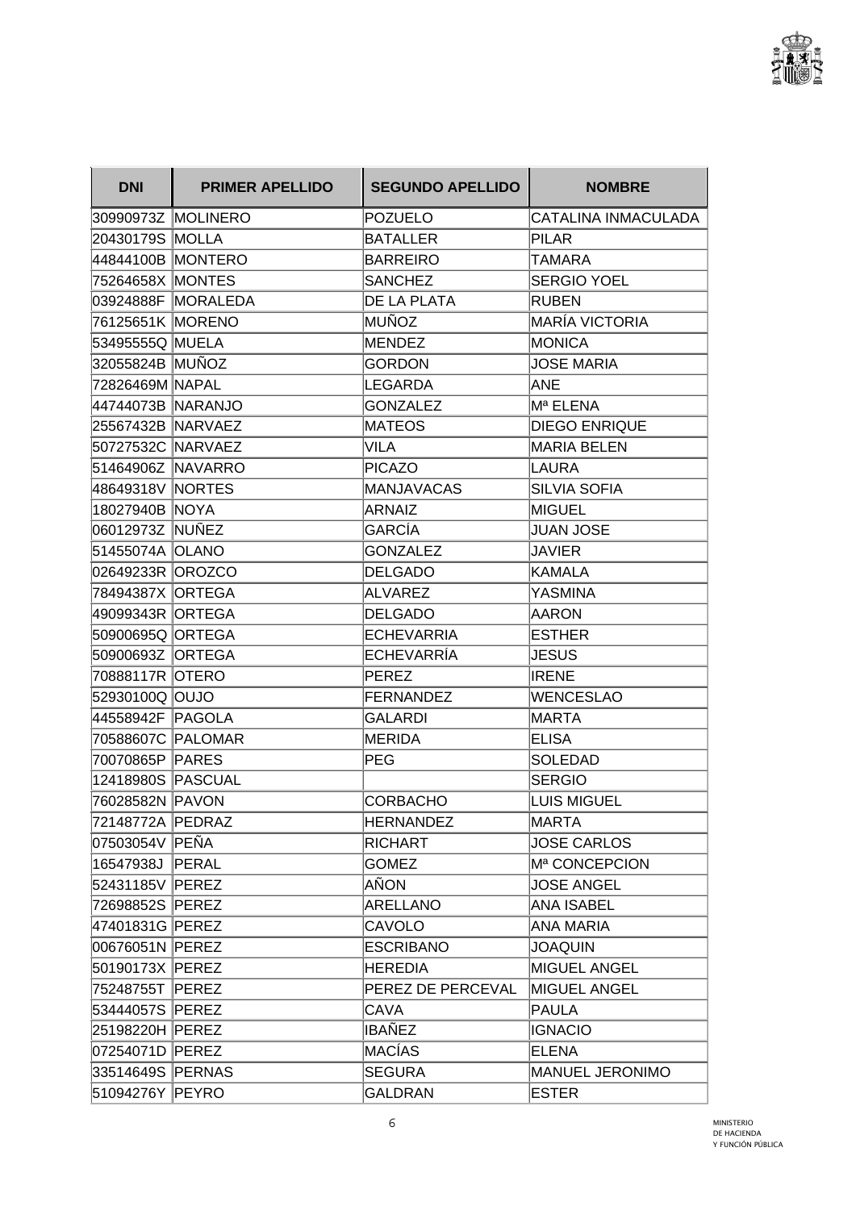| DNI | PRIMER APELLIDO | SEGUNDO APELLIDO | NOMBRE |
|---|---|---|---|
| 30990973Z | MOLINERO | POZUELO | CATALINA INMACULADA |
| 20430179S | MOLLA | BATALLER | PILAR |
| 44844100B | MONTERO | BARREIRO | TAMARA |
| 75264658X | MONTES | SANCHEZ | SERGIO YOEL |
| 03924888F | MORALEDA | DE LA PLATA | RUBEN |
| 76125651K | MORENO | MUÑOZ | MARÍA VICTORIA |
| 53495555Q | MUELA | MENDEZ | MONICA |
| 32055824B | MUÑOZ | GORDON | JOSE MARIA |
| 72826469M | NAPAL | LEGARDA | ANE |
| 44744073B | NARANJO | GONZALEZ | Mª ELENA |
| 25567432B | NARVAEZ | MATEOS | DIEGO ENRIQUE |
| 50727532C | NARVAEZ | VILA | MARIA BELEN |
| 51464906Z | NAVARRO | PICAZO | LAURA |
| 48649318V | NORTES | MANJAVACAS | SILVIA SOFIA |
| 18027940B | NOYA | ARNAIZ | MIGUEL |
| 06012973Z | NUÑEZ | GARCÍA | JUAN JOSE |
| 51455074A | OLANO | GONZALEZ | JAVIER |
| 02649233R | OROZCO | DELGADO | KAMALA |
| 78494387X | ORTEGA | ALVAREZ | YASMINA |
| 49099343R | ORTEGA | DELGADO | AARON |
| 50900695Q | ORTEGA | ECHEVARRIA | ESTHER |
| 50900693Z | ORTEGA | ECHEVARRÍA | JESUS |
| 70888117R | OTERO | PEREZ | IRENE |
| 52930100Q | OUJO | FERNANDEZ | WENCESLAO |
| 44558942F | PAGOLA | GALARDI | MARTA |
| 70588607C | PALOMAR | MERIDA | ELISA |
| 70070865P | PARES | PEG | SOLEDAD |
| 12418980S | PASCUAL | | SERGIO |
| 76028582N | PAVON | CORBACHO | LUIS MIGUEL |
| 72148772A | PEDRAZ | HERNANDEZ | MARTA |
| 07503054V | PEÑA | RICHART | JOSE CARLOS |
| 16547938J | PERAL | GOMEZ | Mª CONCEPCION |
| 52431185V | PEREZ | AÑON | JOSE ANGEL |
| 72698852S | PEREZ | ARELLANO | ANA ISABEL |
| 47401831G | PEREZ | CAVOLO | ANA MARIA |
| 00676051N | PEREZ | ESCRIBANO | JOAQUIN |
| 50190173X | PEREZ | HEREDIA | MIGUEL ANGEL |
| 75248755T | PEREZ | PEREZ DE PERCEVAL | MIGUEL ANGEL |
| 53444057S | PEREZ | CAVA | PAULA |
| 25198220H | PEREZ | IBAÑEZ | IGNACIO |
| 07254071D | PEREZ | MACÍAS | ELENA |
| 33514649S | PERNAS | SEGURA | MANUEL JERONIMO |
| 51094276Y | PEYRO | GALDRAN | ESTER |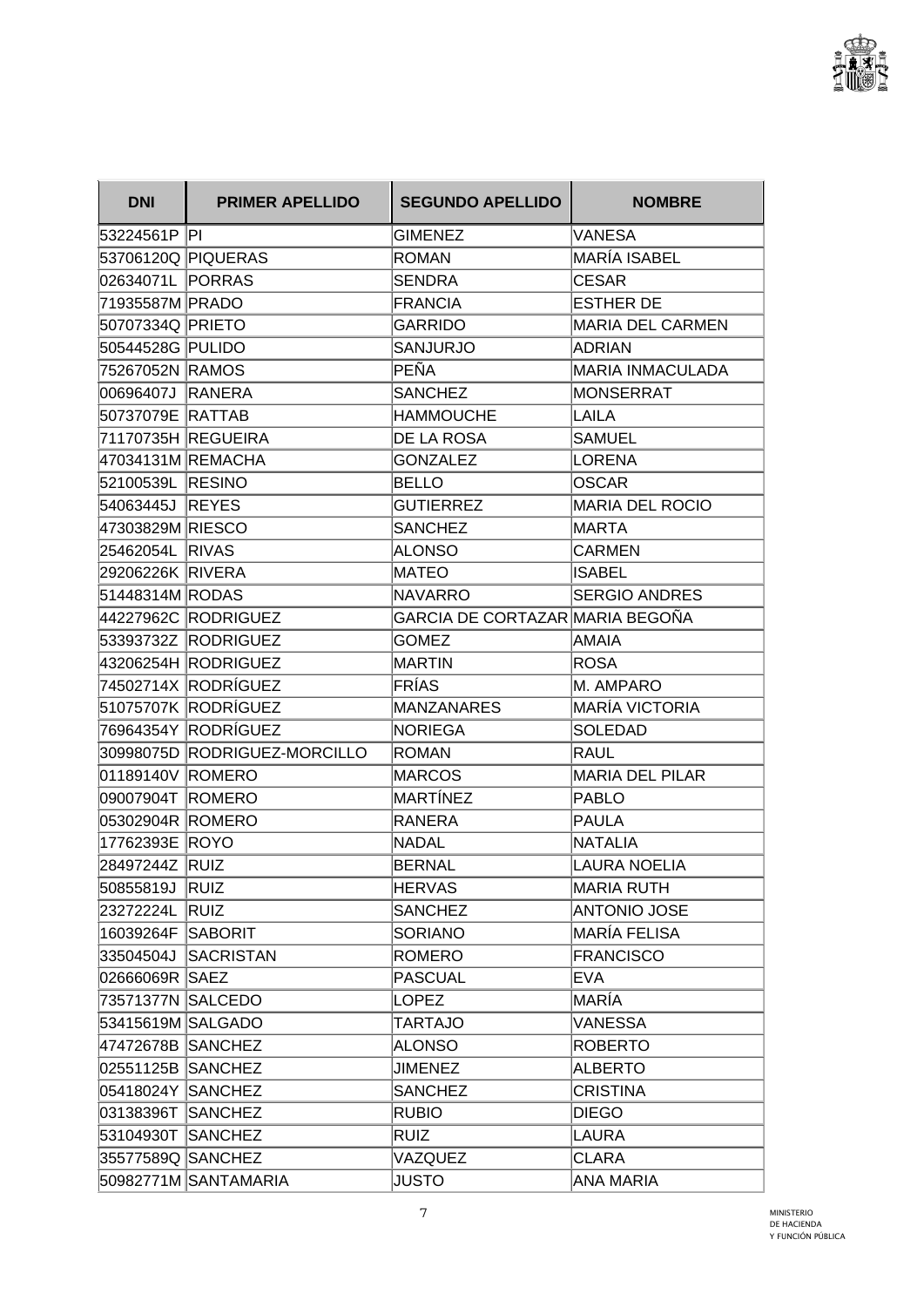| DNI | PRIMER APELLIDO | SEGUNDO APELLIDO | NOMBRE |
|---|---|---|---|
| 53224561P | PI | GIMENEZ | VANESA |
| 53706120Q | PIQUERAS | ROMAN | MARÍA ISABEL |
| 02634071L | PORRAS | SENDRA | CESAR |
| 71935587M | PRADO | FRANCIA | ESTHER DE |
| 50707334Q | PRIETO | GARRIDO | MARIA DEL CARMEN |
| 50544528G | PULIDO | SANJURJO | ADRIAN |
| 75267052N | RAMOS | PEÑA | MARIA INMACULADA |
| 00696407J | RANERA | SANCHEZ | MONSERRAT |
| 50737079E | RATTAB | HAMMOUCHE | LAILA |
| 71170735H | REGUEIRA | DE LA ROSA | SAMUEL |
| 47034131M | REMACHA | GONZALEZ | LORENA |
| 52100539L | RESINO | BELLO | OSCAR |
| 54063445J | REYES | GUTIERREZ | MARIA DEL ROCIO |
| 47303829M | RIESCO | SANCHEZ | MARTA |
| 25462054L | RIVAS | ALONSO | CARMEN |
| 29206226K | RIVERA | MATEO | ISABEL |
| 51448314M | RODAS | NAVARRO | SERGIO ANDRES |
| 44227962C | RODRIGUEZ | GARCIA DE CORTAZAR | MARIA BEGOÑA |
| 53393732Z | RODRIGUEZ | GOMEZ | AMAIA |
| 43206254H | RODRIGUEZ | MARTIN | ROSA |
| 74502714X | RODRÍGUEZ | FRÍAS | M. AMPARO |
| 51075707K | RODRÍGUEZ | MANZANARES | MARÍA VICTORIA |
| 76964354Y | RODRÍGUEZ | NORIEGA | SOLEDAD |
| 30998075D | RODRIGUEZ-MORCILLO | ROMAN | RAUL |
| 01189140V | ROMERO | MARCOS | MARIA DEL PILAR |
| 09007904T | ROMERO | MARTÍNEZ | PABLO |
| 05302904R | ROMERO | RANERA | PAULA |
| 17762393E | ROYO | NADAL | NATALIA |
| 28497244Z | RUIZ | BERNAL | LAURA NOELIA |
| 50855819J | RUIZ | HERVAS | MARIA RUTH |
| 23272224L | RUIZ | SANCHEZ | ANTONIO JOSE |
| 16039264F | SABORIT | SORIANO | MARÍA FELISA |
| 33504504J | SACRISTAN | ROMERO | FRANCISCO |
| 02666069R | SAEZ | PASCUAL | EVA |
| 73571377N | SALCEDO | LOPEZ | MARÍA |
| 53415619M | SALGADO | TARTAJO | VANESSA |
| 47472678B | SANCHEZ | ALONSO | ROBERTO |
| 02551125B | SANCHEZ | JIMENEZ | ALBERTO |
| 05418024Y | SANCHEZ | SANCHEZ | CRISTINA |
| 03138396T | SANCHEZ | RUBIO | DIEGO |
| 53104930T | SANCHEZ | RUIZ | LAURA |
| 35577589Q | SANCHEZ | VAZQUEZ | CLARA |
| 50982771M | SANTAMARIA | JUSTO | ANA MARIA |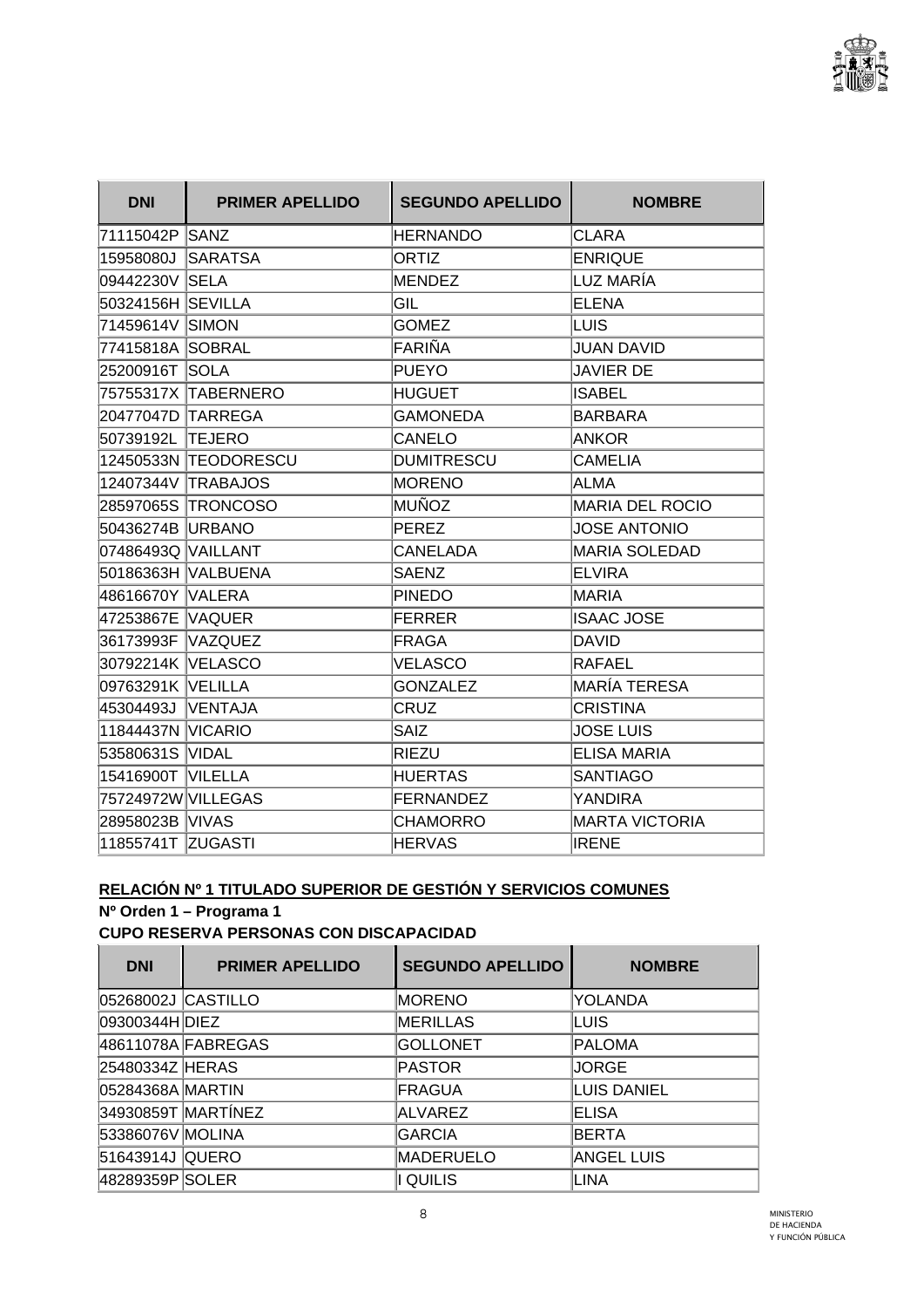| DNI | PRIMER APELLIDO | SEGUNDO APELLIDO | NOMBRE |
|---|---|---|---|
| 71115042P | SANZ | HERNANDO | CLARA |
| 15958080J | SARATSA | ORTIZ | ENRIQUE |
| 09442230V | SELA | MENDEZ | LUZ MARÍA |
| 50324156H | SEVILLA | GIL | ELENA |
| 71459614V | SIMON | GOMEZ | LUIS |
| 77415818A | SOBRAL | FARIÑA | JUAN DAVID |
| 25200916T | SOLA | PUEYO | JAVIER DE |
| 75755317X | TABERNERO | HUGUET | ISABEL |
| 20477047D | TARREGA | GAMONEDA | BARBARA |
| 50739192L | TEJERO | CANELO | ANKOR |
| 12450533N | TEODORESCU | DUMITRESCU | CAMELIA |
| 12407344V | TRABAJOS | MORENO | ALMA |
| 28597065S | TRONCOSO | MUÑOZ | MARIA DEL ROCIO |
| 50436274B | URBANO | PEREZ | JOSE ANTONIO |
| 07486493Q | VAILLANT | CANELADA | MARIA SOLEDAD |
| 50186363H | VALBUENA | SAENZ | ELVIRA |
| 48616670Y | VALERA | PINEDO | MARIA |
| 47253867E | VAQUER | FERRER | ISAAC JOSE |
| 36173993F | VAZQUEZ | FRAGA | DAVID |
| 30792214K | VELASCO | VELASCO | RAFAEL |
| 09763291K | VELILLA | GONZALEZ | MARÍA TERESA |
| 45304493J | VENTAJA | CRUZ | CRISTINA |
| 11844437N | VICARIO | SAIZ | JOSE LUIS |
| 53580631S | VIDAL | RIEZU | ELISA MARIA |
| 15416900T | VILELLA | HUERTAS | SANTIAGO |
| 75724972W | VILLEGAS | FERNANDEZ | YANDIRA |
| 28958023B | VIVAS | CHAMORRO | MARTA VICTORIA |
| 11855741T | ZUGASTI | HERVAS | IRENE |

**RELACIÓN Nº 1 TITULADO SUPERIOR DE GESTIÓN Y SERVICIOS COMUNES**

**Nº Orden 1 – Programa 1**

**CUPO RESERVA PERSONAS CON DISCAPACIDAD**

| DNI | PRIMER APELLIDO | SEGUNDO APELLIDO | NOMBRE |
|---|---|---|---|
| 05268002J | CASTILLO | MORENO | YOLANDA |
| 09300344H | DIEZ | MERILLAS | LUIS |
| 48611078A | FABREGAS | GOLLONET | PALOMA |
| 25480334Z | HERAS | PASTOR | JORGE |
| 05284368A | MARTIN | FRAGUA | LUIS DANIEL |
| 34930859T | MARTÍNEZ | ALVAREZ | ELISA |
| 53386076V | MOLINA | GARCIA | BERTA |
| 51643914J | QUERO | MADERUELO | ANGEL LUIS |
| 48289359P | SOLER | I QUILIS | LINA |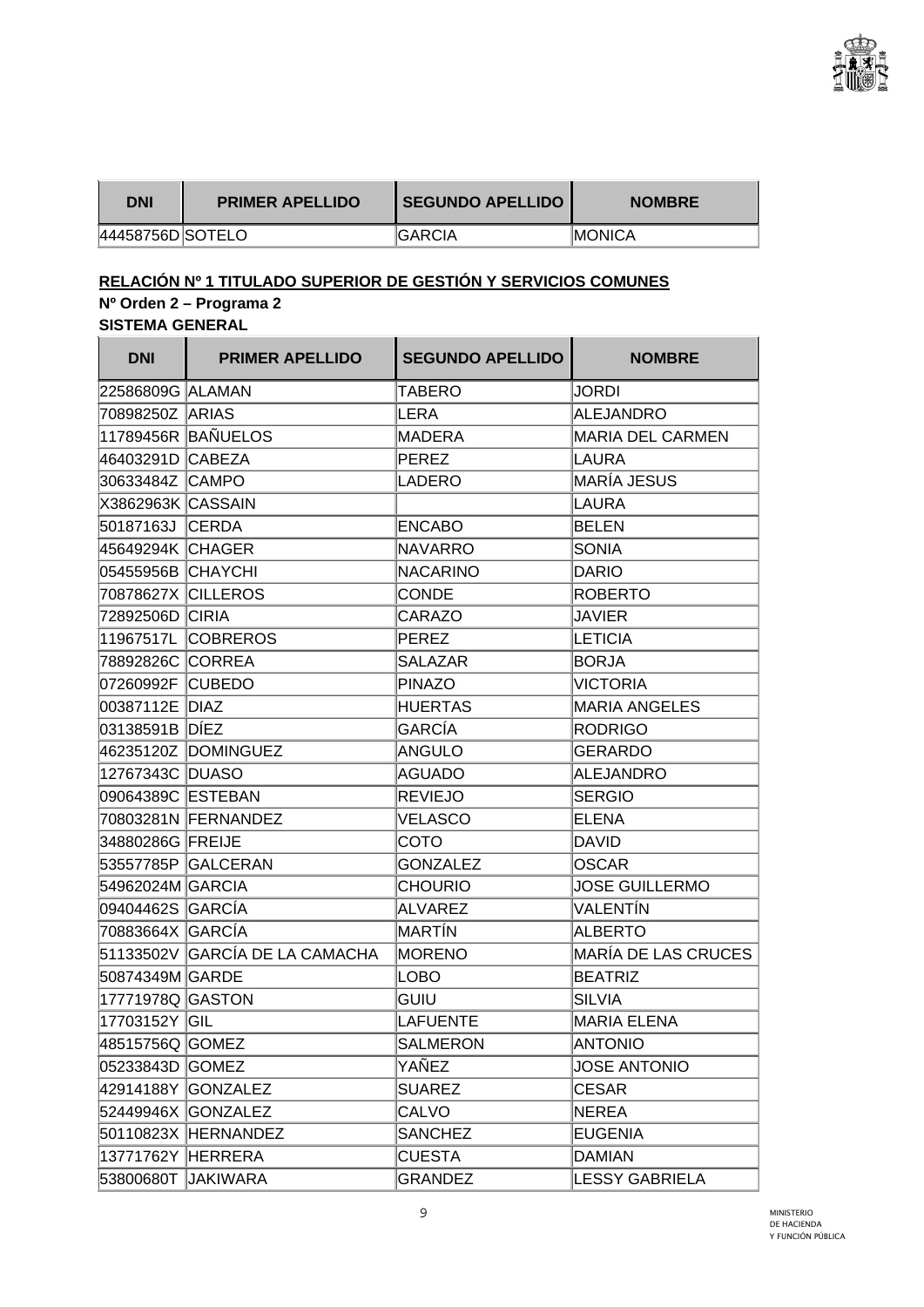| DNI | PRIMER APELLIDO | SEGUNDO APELLIDO | NOMBRE |
| --- | --- | --- | --- |
| 44458756D | SOTELO | GARCIA | MONICA |

**RELACIÓN Nº 1 TITULADO SUPERIOR DE GESTIÓN Y SERVICIOS COMUNES**

**Nº Orden 2 – Programa 2**

**SISTEMA GENERAL**

| DNI | PRIMER APELLIDO | SEGUNDO APELLIDO | NOMBRE |
| --- | --- | --- | --- |
| 22586809G | ALAMAN | TABERO | JORDI |
| 70898250Z | ARIAS | LERA | ALEJANDRO |
| 11789456R | BAÑUELOS | MADERA | MARIA DEL CARMEN |
| 46403291D | CABEZA | PEREZ | LAURA |
| 30633484Z | CAMPO | LADERO | MARÍA JESUS |
| X3862963K | CASSAIN | | LAURA |
| 50187163J | CERDA | ENCABO | BELEN |
| 45649294K | CHAGER | NAVARRO | SONIA |
| 05455956B | CHAYCHI | NACARINO | DARIO |
| 70878627X | CILLEROS | CONDE | ROBERTO |
| 72892506D | CIRIA | CARAZO | JAVIER |
| 11967517L | COBREROS | PEREZ | LETICIA |
| 78892826C | CORREA | SALAZAR | BORJA |
| 07260992F | CUBEDO | PINAZO | VICTORIA |
| 00387112E | DIAZ | HUERTAS | MARIA ANGELES |
| 03138591B | DÍEZ | GARCÍA | RODRIGO |
| 46235120Z | DOMINGUEZ | ANGULO | GERARDO |
| 12767343C | DUASO | AGUADO | ALEJANDRO |
| 09064389C | ESTEBAN | REVIEJO | SERGIO |
| 70803281N | FERNANDEZ | VELASCO | ELENA |
| 34880286G | FREIJE | COTO | DAVID |
| 53557785P | GALCERAN | GONZALEZ | OSCAR |
| 54962024M | GARCIA | CHOURIO | JOSE GUILLERMO |
| 09404462S | GARCÍA | ALVAREZ | VALENTÍN |
| 70883664X | GARCÍA | MARTÍN | ALBERTO |
| 51133502V | GARCÍA DE LA CAMACHA | MORENO | MARÍA DE LAS CRUCES |
| 50874349M | GARDE | LOBO | BEATRIZ |
| 17771978Q | GASTON | GUIU | SILVIA |
| 17703152Y | GIL | LAFUENTE | MARIA ELENA |
| 48515756Q | GOMEZ | SALMERON | ANTONIO |
| 05233843D | GOMEZ | YAÑEZ | JOSE ANTONIO |
| 42914188Y | GONZALEZ | SUAREZ | CESAR |
| 52449946X | GONZALEZ | CALVO | NEREA |
| 50110823X | HERNANDEZ | SANCHEZ | EUGENIA |
| 13771762Y | HERRERA | CUESTA | DAMIAN |
| 53800680T | JAKIWARA | GRANDEZ | LESSY GABRIELA |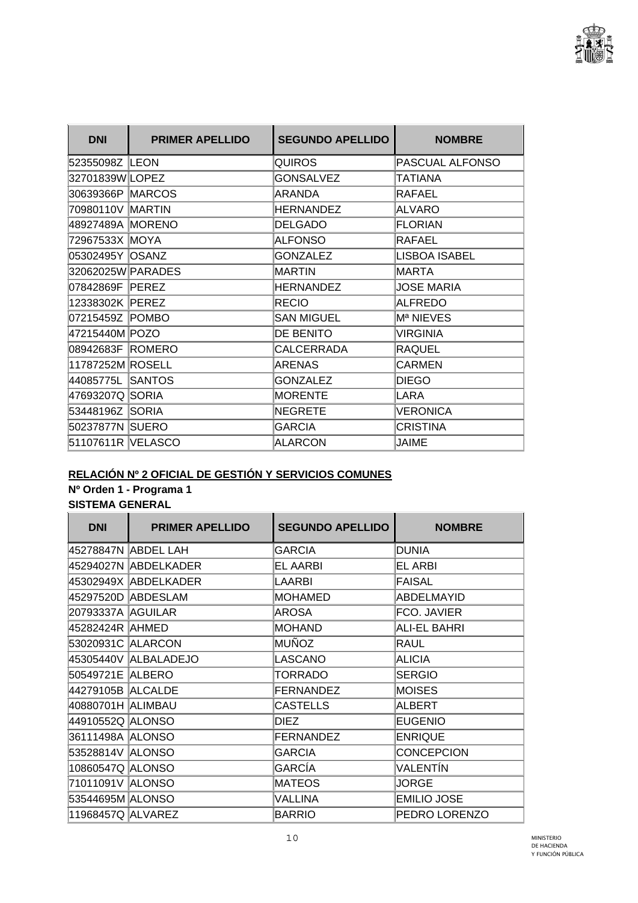| DNI | PRIMER APELLIDO | SEGUNDO APELLIDO | NOMBRE |
|---|---|---|---|
| 52355098Z | LEON | QUIROS | PASCUAL ALFONSO |
| 32701839W | LOPEZ | GONSALVEZ | TATIANA |
| 30639366P | MARCOS | ARANDA | RAFAEL |
| 70980110V | MARTIN | HERNANDEZ | ALVARO |
| 48927489A | MORENO | DELGADO | FLORIAN |
| 72967533X | MOYA | ALFONSO | RAFAEL |
| 05302495Y | OSANZ | GONZALEZ | LISBOA ISABEL |
| 32062025W | PARADES | MARTIN | MARTA |
| 07842869F | PEREZ | HERNANDEZ | JOSE MARIA |
| 12338302K | PEREZ | RECIO | ALFREDO |
| 07215459Z | POMBO | SAN MIGUEL | Mª NIEVES |
| 47215440M | POZO | DE BENITO | VIRGINIA |
| 08942683F | ROMERO | CALCERRADA | RAQUEL |
| 11787252M | ROSELL | ARENAS | CARMEN |
| 44085775L | SANTOS | GONZALEZ | DIEGO |
| 47693207Q | SORIA | MORENTE | LARA |
| 53448196Z | SORIA | NEGRETE | VERONICA |
| 50237877N | SUERO | GARCIA | CRISTINA |
| 51107611R | VELASCO | ALARCON | JAIME |

**RELACIÓN Nº 2 OFICIAL DE GESTIÓN Y SERVICIOS COMUNES**

**Nº Orden 1 - Programa 1**

**SISTEMA GENERAL**

| DNI | PRIMER APELLIDO | SEGUNDO APELLIDO | NOMBRE |
|---|---|---|---|
| 45278847N | ABDEL LAH | GARCIA | DUNIA |
| 45294027N | ABDELKADER | EL AARBI | EL ARBI |
| 45302949X | ABDELKADER | LAARBI | FAISAL |
| 45297520D | ABDESLAM | MOHAMED | ABDELMAYID |
| 20793337A | AGUILAR | AROSA | FCO. JAVIER |
| 45282424R | AHMED | MOHAND | ALI-EL BAHRI |
| 53020931C | ALARCON | MUÑOZ | RAUL |
| 45305440V | ALBALADEJO | LASCANO | ALICIA |
| 50549721E | ALBERO | TORRADO | SERGIO |
| 44279105B | ALCALDE | FERNANDEZ | MOISES |
| 40880701H | ALIMBAU | CASTELLS | ALBERT |
| 44910552Q | ALONSO | DIEZ | EUGENIO |
| 36111498A | ALONSO | FERNANDEZ | ENRIQUE |
| 53528814V | ALONSO | GARCIA | CONCEPCION |
| 10860547Q | ALONSO | GARCÍA | VALENTÍN |
| 71011091V | ALONSO | MATEOS | JORGE |
| 53544695M | ALONSO | VALLINA | EMILIO JOSE |
| 11968457Q | ALVAREZ | BARRIO | PEDRO LORENZO |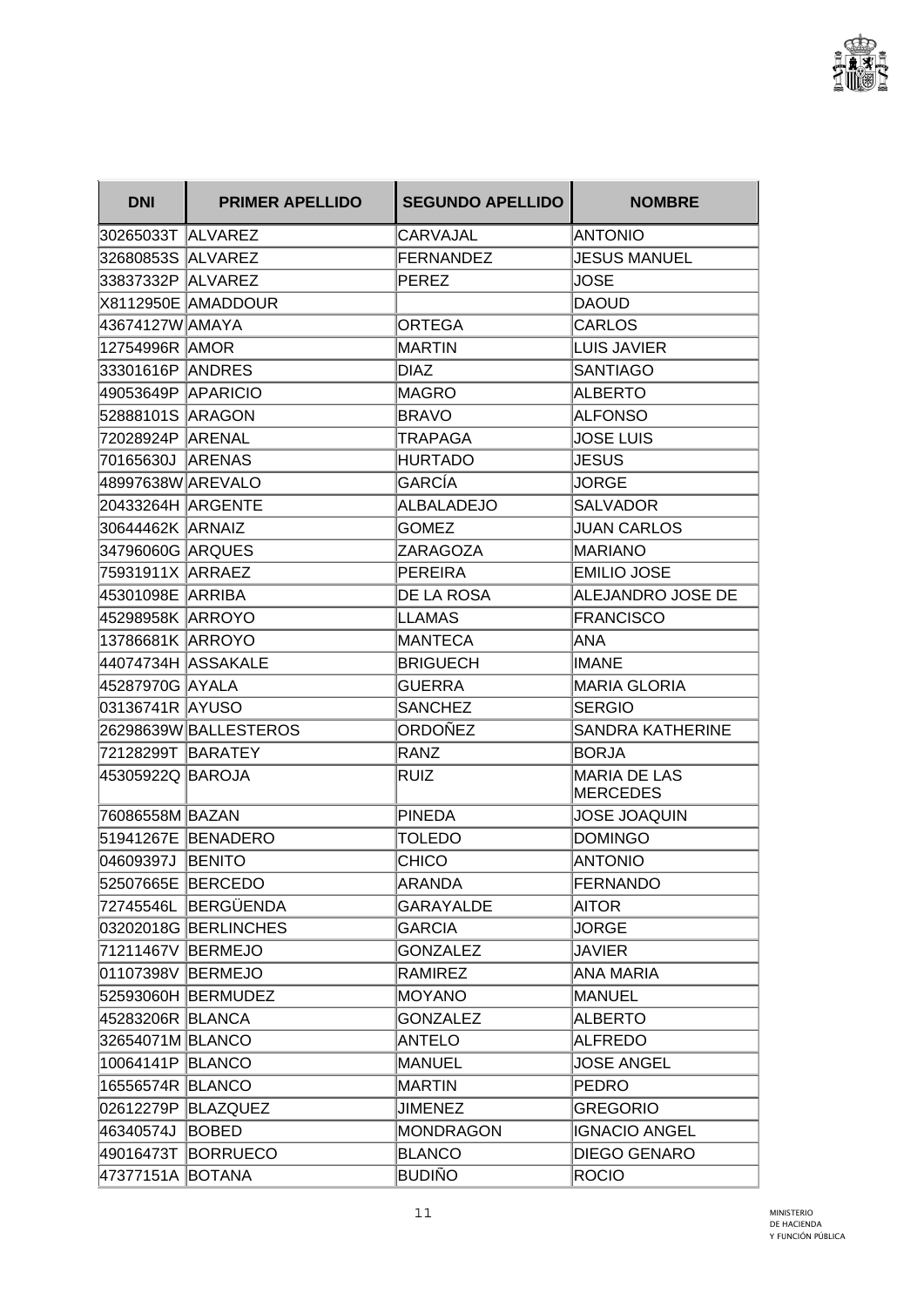| DNI | PRIMER APELLIDO | SEGUNDO APELLIDO | NOMBRE |
|---|---|---|---|
| 30265033T | ALVAREZ | CARVAJAL | ANTONIO |
| 32680853S | ALVAREZ | FERNANDEZ | JESUS MANUEL |
| 33837332P | ALVAREZ | PEREZ | JOSE |
| X8112950E | AMADDOUR | | DAOUD |
| 43674127W | AMAYA | ORTEGA | CARLOS |
| 12754996R | AMOR | MARTIN | LUIS JAVIER |
| 33301616P | ANDRES | DIAZ | SANTIAGO |
| 49053649P | APARICIO | MAGRO | ALBERTO |
| 52888101S | ARAGON | BRAVO | ALFONSO |
| 72028924P | ARENAL | TRAPAGA | JOSE LUIS |
| 70165630J | ARENAS | HURTADO | JESUS |
| 48997638W | AREVALO | GARCÍA | JORGE |
| 20433264H | ARGENTE | ALBALADEJO | SALVADOR |
| 30644462K | ARNAIZ | GOMEZ | JUAN CARLOS |
| 34796060G | ARQUES | ZARAGOZA | MARIANO |
| 75931911X | ARRAEZ | PEREIRA | EMILIO JOSE |
| 45301098E | ARRIBA | DE LA ROSA | ALEJANDRO JOSE DE |
| 45298958K | ARROYO | LLAMAS | FRANCISCO |
| 13786681K | ARROYO | MANTECA | ANA |
| 44074734H | ASSAKALE | BRIGUECH | IMANE |
| 45287970G | AYALA | GUERRA | MARIA GLORIA |
| 03136741R | AYUSO | SANCHEZ | SERGIO |
| 26298639W | BALLESTEROS | ORDOÑEZ | SANDRA KATHERINE |
| 72128299T | BARATEY | RANZ | BORJA |
| 45305922Q | BAROJA | RUIZ | MARIA DE LAS MERCEDES |
| 76086558M | BAZAN | PINEDA | JOSE JOAQUIN |
| 51941267E | BENADERO | TOLEDO | DOMINGO |
| 04609397J | BENITO | CHICO | ANTONIO |
| 52507665E | BERCEDO | ARANDA | FERNANDO |
| 72745546L | BERGÜENDA | GARAYALDE | AITOR |
| 03202018G | BERLINCHES | GARCIA | JORGE |
| 71211467V | BERMEJO | GONZALEZ | JAVIER |
| 01107398V | BERMEJO | RAMIREZ | ANA MARIA |
| 52593060H | BERMUDEZ | MOYANO | MANUEL |
| 45283206R | BLANCA | GONZALEZ | ALBERTO |
| 32654071M | BLANCO | ANTELO | ALFREDO |
| 10064141P | BLANCO | MANUEL | JOSE ANGEL |
| 16556574R | BLANCO | MARTIN | PEDRO |
| 02612279P | BLAZQUEZ | JIMENEZ | GREGORIO |
| 46340574J | BOBED | MONDRAGON | IGNACIO ANGEL |
| 49016473T | BORRUECO | BLANCO | DIEGO GENARO |
| 47377151A | BOTANA | BUDIÑO | ROCIO |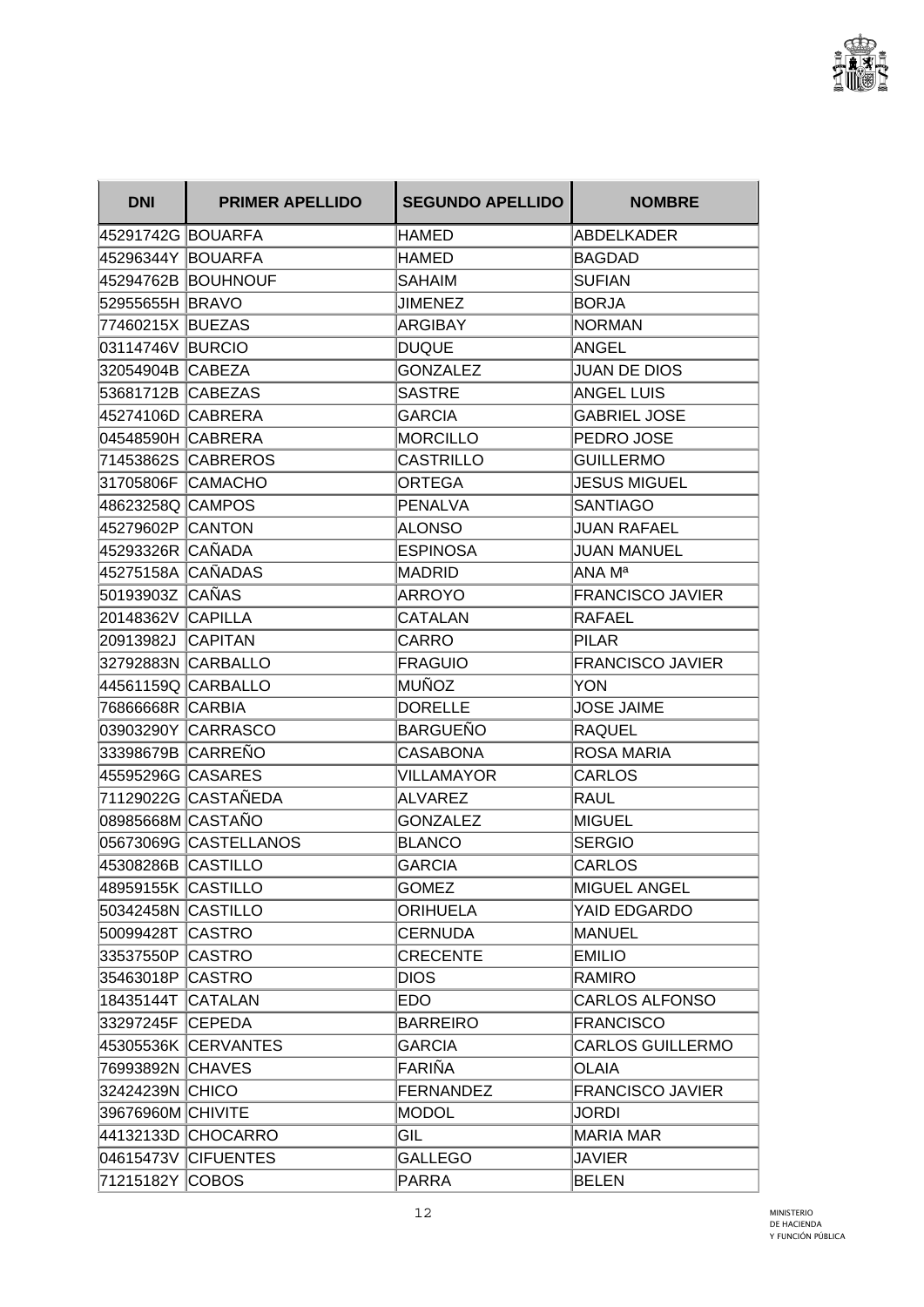| DNI | PRIMER APELLIDO | SEGUNDO APELLIDO | NOMBRE |
| --- | --- | --- | --- |
| 45291742G | BOUARFA | HAMED | ABDELKADER |
| 45296344Y | BOUARFA | HAMED | BAGDAD |
| 45294762B | BOUHNOUF | SAHAIM | SUFIAN |
| 52955655H | BRAVO | JIMENEZ | BORJA |
| 77460215X | BUEZAS | ARGIBAY | NORMAN |
| 03114746V | BURCIO | DUQUE | ANGEL |
| 32054904B | CABEZA | GONZALEZ | JUAN DE DIOS |
| 53681712B | CABEZAS | SASTRE | ANGEL LUIS |
| 45274106D | CABRERA | GARCIA | GABRIEL JOSE |
| 04548590H | CABRERA | MORCILLO | PEDRO JOSE |
| 71453862S | CABREROS | CASTRILLO | GUILLERMO |
| 31705806F | CAMACHO | ORTEGA | JESUS MIGUEL |
| 48623258Q | CAMPOS | PENALVA | SANTIAGO |
| 45279602P | CANTON | ALONSO | JUAN RAFAEL |
| 45293326R | CAÑADA | ESPINOSA | JUAN MANUEL |
| 45275158A | CAÑADAS | MADRID | ANA Mª |
| 50193903Z | CAÑAS | ARROYO | FRANCISCO JAVIER |
| 20148362V | CAPILLA | CATALAN | RAFAEL |
| 20913982J | CAPITAN | CARRO | PILAR |
| 32792883N | CARBALLO | FRAGUIO | FRANCISCO JAVIER |
| 44561159Q | CARBALLO | MUÑOZ | YON |
| 76866668R | CARBIA | DORELLE | JOSE JAIME |
| 03903290Y | CARRASCO | BARGUEÑO | RAQUEL |
| 33398679B | CARREÑO | CASABONA | ROSA MARIA |
| 45595296G | CASARES | VILLAMAYOR | CARLOS |
| 71129022G | CASTAÑEDA | ALVAREZ | RAUL |
| 08985668M | CASTAÑO | GONZALEZ | MIGUEL |
| 05673069G | CASTELLANOS | BLANCO | SERGIO |
| 45308286B | CASTILLO | GARCIA | CARLOS |
| 48959155K | CASTILLO | GOMEZ | MIGUEL ANGEL |
| 50342458N | CASTILLO | ORIHUELA | YAID EDGARDO |
| 50099428T | CASTRO | CERNUDA | MANUEL |
| 33537550P | CASTRO | CRECENTE | EMILIO |
| 35463018P | CASTRO | DIOS | RAMIRO |
| 18435144T | CATALAN | EDO | CARLOS ALFONSO |
| 33297245F | CEPEDA | BARREIRO | FRANCISCO |
| 45305536K | CERVANTES | GARCIA | CARLOS GUILLERMO |
| 76993892N | CHAVES | FARIÑA | OLAIA |
| 32424239N | CHICO | FERNANDEZ | FRANCISCO JAVIER |
| 39676960M | CHIVITE | MODOL | JORDI |
| 44132133D | CHOCARRO | GIL | MARIA MAR |
| 04615473V | CIFUENTES | GALLEGO | JAVIER |
| 71215182Y | COBOS | PARRA | BELEN |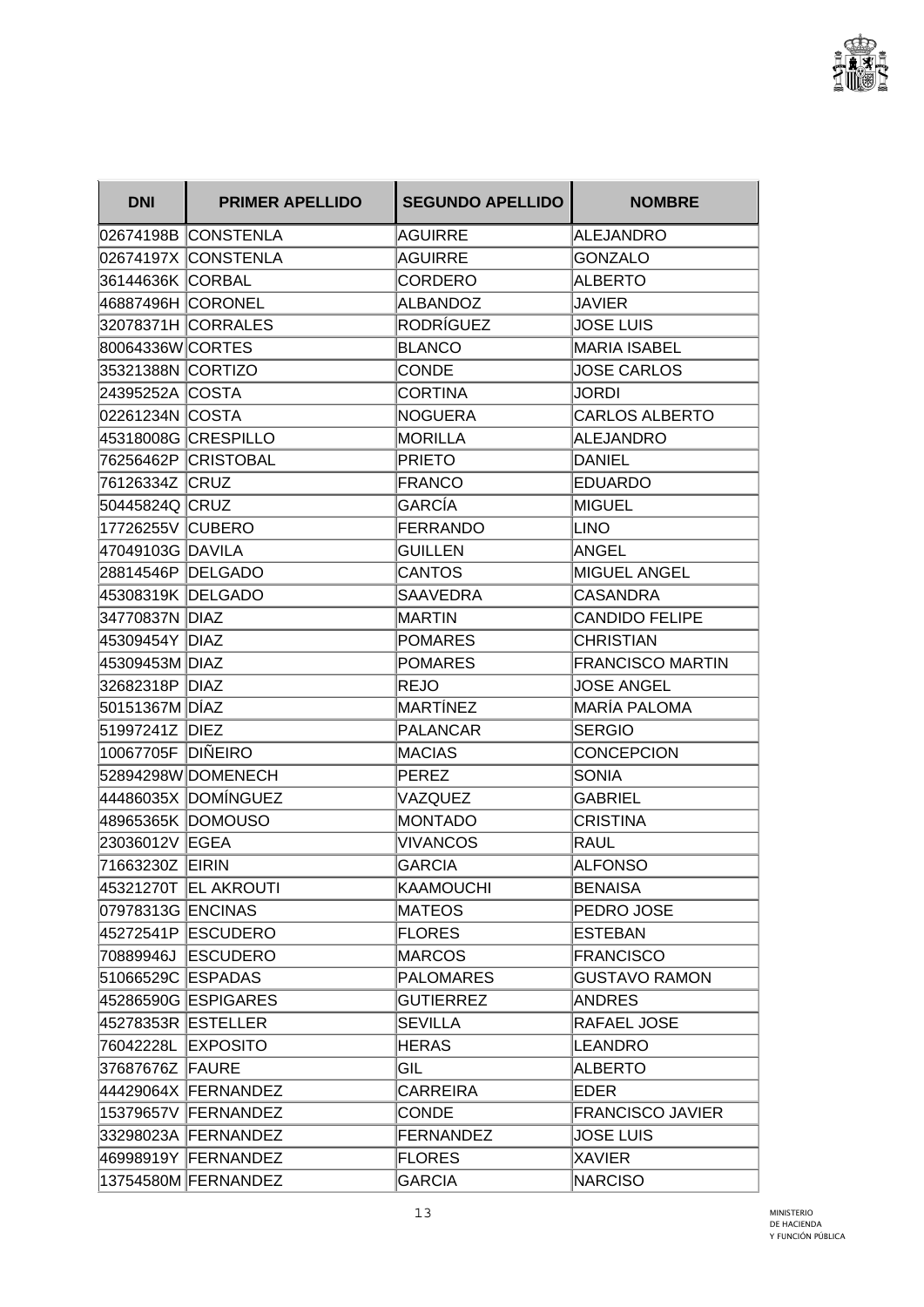| DNI | PRIMER APELLIDO | SEGUNDO APELLIDO | NOMBRE |
|---|---|---|---|
| 02674198B | CONSTENLA | AGUIRRE | ALEJANDRO |
| 02674197X | CONSTENLA | AGUIRRE | GONZALO |
| 36144636K | CORBAL | CORDERO | ALBERTO |
| 46887496H | CORONEL | ALBANDOZ | JAVIER |
| 32078371H | CORRALES | RODRÍGUEZ | JOSE LUIS |
| 80064336W | CORTES | BLANCO | MARIA ISABEL |
| 35321388N | CORTIZO | CONDE | JOSE CARLOS |
| 24395252A | COSTA | CORTINA | JORDI |
| 02261234N | COSTA | NOGUERA | CARLOS ALBERTO |
| 45318008G | CRESPILLO | MORILLA | ALEJANDRO |
| 76256462P | CRISTOBAL | PRIETO | DANIEL |
| 76126334Z | CRUZ | FRANCO | EDUARDO |
| 50445824Q | CRUZ | GARCÍA | MIGUEL |
| 17726255V | CUBERO | FERRANDO | LINO |
| 47049103G | DAVILA | GUILLEN | ANGEL |
| 28814546P | DELGADO | CANTOS | MIGUEL ANGEL |
| 45308319K | DELGADO | SAAVEDRA | CASANDRA |
| 34770837N | DIAZ | MARTIN | CANDIDO FELIPE |
| 45309454Y | DIAZ | POMARES | CHRISTIAN |
| 45309453M | DIAZ | POMARES | FRANCISCO MARTIN |
| 32682318P | DIAZ | REJO | JOSE ANGEL |
| 50151367M | DÍAZ | MARTÍNEZ | MARÍA PALOMA |
| 51997241Z | DIEZ | PALANCAR | SERGIO |
| 10067705F | DIÑEIRO | MACIAS | CONCEPCION |
| 52894298W | DOMENECH | PEREZ | SONIA |
| 44486035X | DOMÍNGUEZ | VAZQUEZ | GABRIEL |
| 48965365K | DOMOUSO | MONTADO | CRISTINA |
| 23036012V | EGEA | VIVANCOS | RAUL |
| 71663230Z | EIRIN | GARCIA | ALFONSO |
| 45321270T | EL AKROUTI | KAAMOUCHI | BENAISA |
| 07978313G | ENCINAS | MATEOS | PEDRO JOSE |
| 45272541P | ESCUDERO | FLORES | ESTEBAN |
| 70889946J | ESCUDERO | MARCOS | FRANCISCO |
| 51066529C | ESPADAS | PALOMARES | GUSTAVO RAMON |
| 45286590G | ESPIGARES | GUTIERREZ | ANDRES |
| 45278353R | ESTELLER | SEVILLA | RAFAEL JOSE |
| 76042228L | EXPOSITO | HERAS | LEANDRO |
| 37687676Z | FAURE | GIL | ALBERTO |
| 44429064X | FERNANDEZ | CARREIRA | EDER |
| 15379657V | FERNANDEZ | CONDE | FRANCISCO JAVIER |
| 33298023A | FERNANDEZ | FERNANDEZ | JOSE LUIS |
| 46998919Y | FERNANDEZ | FLORES | XAVIER |
| 13754580M | FERNANDEZ | GARCIA | NARCISO |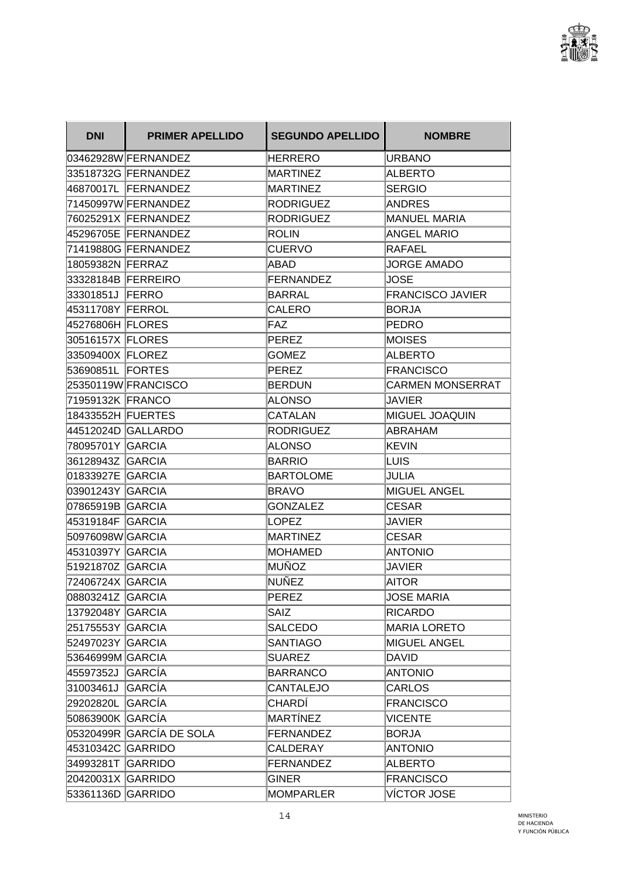| DNI | PRIMER APELLIDO | SEGUNDO APELLIDO | NOMBRE |
|---|---|---|---|
| 03462928W | FERNANDEZ | HERRERO | URBANO |
| 33518732G | FERNANDEZ | MARTINEZ | ALBERTO |
| 46870017L | FERNANDEZ | MARTINEZ | SERGIO |
| 71450997W | FERNANDEZ | RODRIGUEZ | ANDRES |
| 76025291X | FERNANDEZ | RODRIGUEZ | MANUEL MARIA |
| 45296705E | FERNANDEZ | ROLIN | ANGEL MARIO |
| 71419880G | FERNANDEZ | CUERVO | RAFAEL |
| 18059382N | FERRAZ | ABAD | JORGE AMADO |
| 33328184B | FERREIRO | FERNANDEZ | JOSE |
| 33301851J | FERRO | BARRAL | FRANCISCO JAVIER |
| 45311708Y | FERROL | CALERO | BORJA |
| 45276806H | FLORES | FAZ | PEDRO |
| 30516157X | FLORES | PEREZ | MOISES |
| 33509400X | FLOREZ | GOMEZ | ALBERTO |
| 53690851L | FORTES | PEREZ | FRANCISCO |
| 25350119W | FRANCISCO | BERDUN | CARMEN MONSERRAT |
| 71959132K | FRANCO | ALONSO | JAVIER |
| 18433552H | FUERTES | CATALAN | MIGUEL JOAQUIN |
| 44512024D | GALLARDO | RODRIGUEZ | ABRAHAM |
| 78095701Y | GARCIA | ALONSO | KEVIN |
| 36128943Z | GARCIA | BARRIO | LUIS |
| 01833927E | GARCIA | BARTOLOME | JULIA |
| 03901243Y | GARCIA | BRAVO | MIGUEL ANGEL |
| 07865919B | GARCIA | GONZALEZ | CESAR |
| 45319184F | GARCIA | LOPEZ | JAVIER |
| 50976098W | GARCIA | MARTINEZ | CESAR |
| 45310397Y | GARCIA | MOHAMED | ANTONIO |
| 51921870Z | GARCIA | MUÑOZ | JAVIER |
| 72406724X | GARCIA | NUÑEZ | AITOR |
| 08803241Z | GARCIA | PEREZ | JOSE MARIA |
| 13792048Y | GARCIA | SAIZ | RICARDO |
| 25175553Y | GARCIA | SALCEDO | MARIA LORETO |
| 52497023Y | GARCIA | SANTIAGO | MIGUEL ANGEL |
| 53646999M | GARCIA | SUAREZ | DAVID |
| 45597352J | GARCÍA | BARRANCO | ANTONIO |
| 31003461J | GARCÍA | CANTALEJO | CARLOS |
| 29202820L | GARCÍA | CHARDÍ | FRANCISCO |
| 50863900K | GARCÍA | MARTÍNEZ | VICENTE |
| 05320499R | GARCÍA DE SOLA | FERNANDEZ | BORJA |
| 45310342C | GARRIDO | CALDERAY | ANTONIO |
| 34993281T | GARRIDO | FERNANDEZ | ALBERTO |
| 20420031X | GARRIDO | GINER | FRANCISCO |
| 53361136D | GARRIDO | MOMPARLER | VÍCTOR JOSE |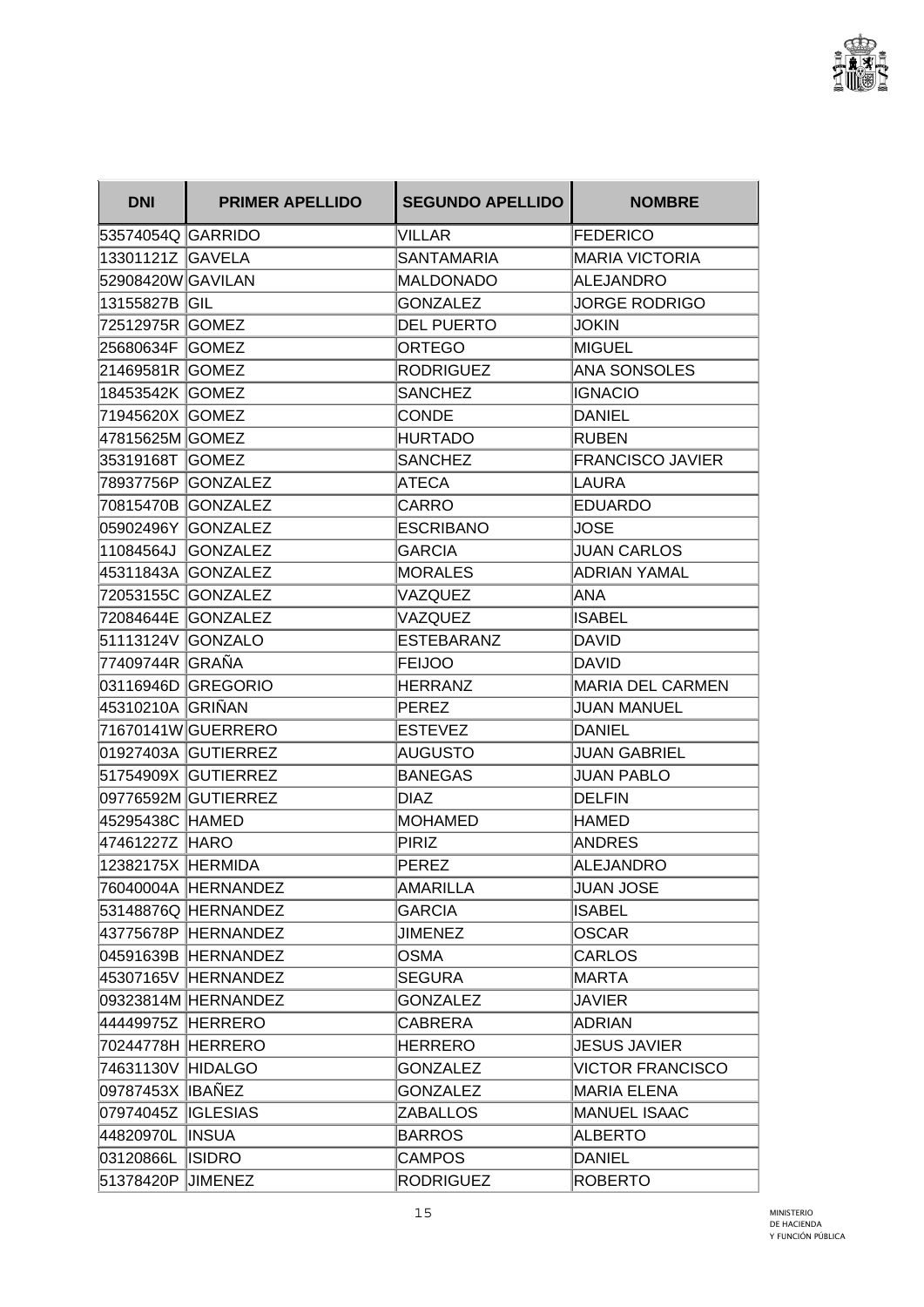| DNI | PRIMER APELLIDO | SEGUNDO APELLIDO | NOMBRE |
|---|---|---|---|
| 53574054Q | GARRIDO | VILLAR | FEDERICO |
| 13301121Z | GAVELA | SANTAMARIA | MARIA VICTORIA |
| 52908420W | GAVILAN | MALDONADO | ALEJANDRO |
| 13155827B | GIL | GONZALEZ | JORGE RODRIGO |
| 72512975R | GOMEZ | DEL PUERTO | JOKIN |
| 25680634F | GOMEZ | ORTEGO | MIGUEL |
| 21469581R | GOMEZ | RODRIGUEZ | ANA SONSOLES |
| 18453542K | GOMEZ | SANCHEZ | IGNACIO |
| 71945620X | GOMEZ | CONDE | DANIEL |
| 47815625M | GOMEZ | HURTADO | RUBEN |
| 35319168T | GOMEZ | SANCHEZ | FRANCISCO JAVIER |
| 78937756P | GONZALEZ | ATECA | LAURA |
| 70815470B | GONZALEZ | CARRO | EDUARDO |
| 05902496Y | GONZALEZ | ESCRIBANO | JOSE |
| 11084564J | GONZALEZ | GARCIA | JUAN CARLOS |
| 45311843A | GONZALEZ | MORALES | ADRIAN YAMAL |
| 72053155C | GONZALEZ | VAZQUEZ | ANA |
| 72084644E | GONZALEZ | VAZQUEZ | ISABEL |
| 51113124V | GONZALO | ESTEBARANZ | DAVID |
| 77409744R | GRAÑA | FEIJOO | DAVID |
| 03116946D | GREGORIO | HERRANZ | MARIA DEL CARMEN |
| 45310210A | GRIÑAN | PEREZ | JUAN MANUEL |
| 71670141W | GUERRERO | ESTEVEZ | DANIEL |
| 01927403A | GUTIERREZ | AUGUSTO | JUAN GABRIEL |
| 51754909X | GUTIERREZ | BANEGAS | JUAN PABLO |
| 09776592M | GUTIERREZ | DIAZ | DELFIN |
| 45295438C | HAMED | MOHAMED | HAMED |
| 47461227Z | HARO | PIRIZ | ANDRES |
| 12382175X | HERMIDA | PEREZ | ALEJANDRO |
| 76040004A | HERNANDEZ | AMARILLA | JUAN JOSE |
| 53148876Q | HERNANDEZ | GARCIA | ISABEL |
| 43775678P | HERNANDEZ | JIMENEZ | OSCAR |
| 04591639B | HERNANDEZ | OSMA | CARLOS |
| 45307165V | HERNANDEZ | SEGURA | MARTA |
| 09323814M | HERNANDEZ | GONZALEZ | JAVIER |
| 44449975Z | HERRERO | CABRERA | ADRIAN |
| 70244778H | HERRERO | HERRERO | JESUS JAVIER |
| 74631130V | HIDALGO | GONZALEZ | VICTOR FRANCISCO |
| 09787453X | IBAÑEZ | GONZALEZ | MARIA ELENA |
| 07974045Z | IGLESIAS | ZABALLOS | MANUEL ISAAC |
| 44820970L | INSUA | BARROS | ALBERTO |
| 03120866L | ISIDRO | CAMPOS | DANIEL |
| 51378420P | JIMENEZ | RODRIGUEZ | ROBERTO |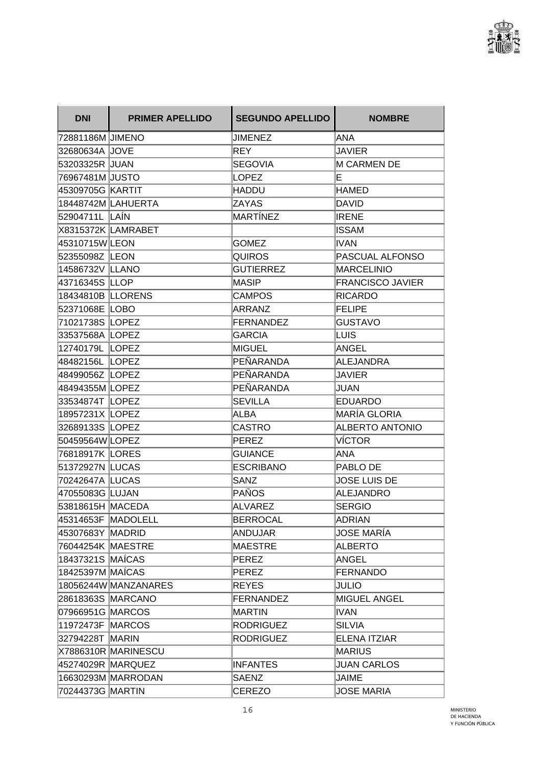| DNI | PRIMER APELLIDO | SEGUNDO APELLIDO | NOMBRE |
|---|---|---|---|
| 72881186M | JIMENO | JIMENEZ | ANA |
| 32680634A | JOVE | REY | JAVIER |
| 53203325R | JUAN | SEGOVIA | M CARMEN DE |
| 76967481M | JUSTO | LOPEZ | E |
| 45309705G | KARTIT | HADDU | HAMED |
| 18448742M | LAHUERTA | ZAYAS | DAVID |
| 52904711L | LAÍN | MARTÍNEZ | IRENE |
| X8315372K | LAMRABET | | ISSAM |
| 45310715W | LEON | GOMEZ | IVAN |
| 52355098Z | LEON | QUIROS | PASCUAL ALFONSO |
| 14586732V | LLANO | GUTIERREZ | MARCELINIO |
| 43716345S | LLOP | MASIP | FRANCISCO JAVIER |
| 18434810B | LLORENS | CAMPOS | RICARDO |
| 52371068E | LOBO | ARRANZ | FELIPE |
| 71021738S | LOPEZ | FERNANDEZ | GUSTAVO |
| 33537568A | LOPEZ | GARCIA | LUIS |
| 12740179L | LOPEZ | MIGUEL | ANGEL |
| 48482156L | LOPEZ | PEÑARANDA | ALEJANDRA |
| 48499056Z | LOPEZ | PEÑARANDA | JAVIER |
| 48494355M | LOPEZ | PEÑARANDA | JUAN |
| 33534874T | LOPEZ | SEVILLA | EDUARDO |
| 18957231X | LOPEZ | ALBA | MARÍA GLORIA |
| 32689133S | LOPEZ | CASTRO | ALBERTO ANTONIO |
| 50459564W | LOPEZ | PEREZ | VÍCTOR |
| 76818917K | LORES | GUIANCE | ANA |
| 51372927N | LUCAS | ESCRIBANO | PABLO DE |
| 70242647A | LUCAS | SANZ | JOSE LUIS DE |
| 47055083G | LUJAN | PAÑOS | ALEJANDRO |
| 53818615H | MACEDA | ALVAREZ | SERGIO |
| 45314653F | MADOLELL | BERROCAL | ADRIAN |
| 45307683Y | MADRID | ANDUJAR | JOSE MARÍA |
| 76044254K | MAESTRE | MAESTRE | ALBERTO |
| 18437321S | MAÍCAS | PEREZ | ANGEL |
| 18425397M | MAÍCAS | PEREZ | FERNANDO |
| 18056244W | MANZANARES | REYES | JULIO |
| 28618363S | MARCANO | FERNANDEZ | MIGUEL ANGEL |
| 07966951G | MARCOS | MARTIN | IVAN |
| 11972473F | MARCOS | RODRIGUEZ | SILVIA |
| 32794228T | MARIN | RODRIGUEZ | ELENA ITZIAR |
| X7886310R | MARINESCU | | MARIUS |
| 45274029R | MARQUEZ | INFANTES | JUAN CARLOS |
| 16630293M | MARRODAN | SAENZ | JAIME |
| 70244373G | MARTIN | CEREZO | JOSE MARIA |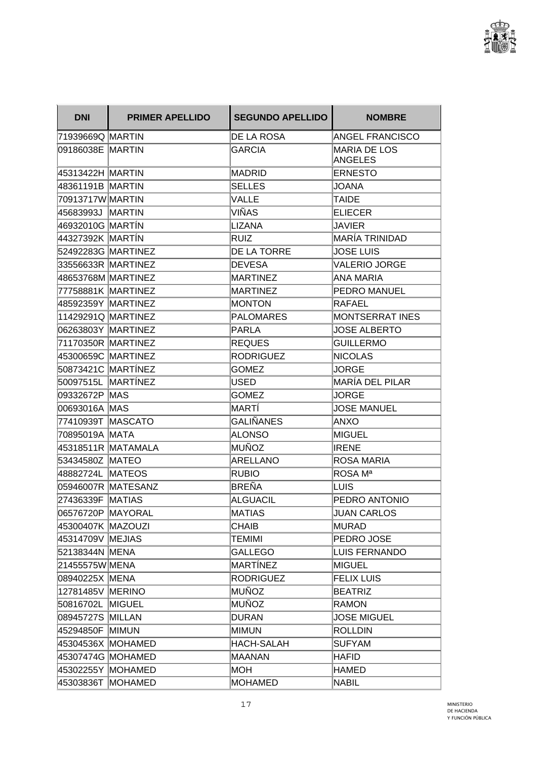| DNI | PRIMER APELLIDO | SEGUNDO APELLIDO | NOMBRE |
|---|---|---|---|
| 71939669Q | MARTIN | DE LA ROSA | ANGEL FRANCISCO |
| 09186038E | MARTIN | GARCIA | MARIA DE LOS ANGELES |
| 45313422H | MARTIN | MADRID | ERNESTO |
| 48361191B | MARTIN | SELLES | JOANA |
| 70913717W | MARTIN | VALLE | TAIDE |
| 45683993J | MARTIN | VIÑAS | ELIECER |
| 46932010G | MARTÍN | LIZANA | JAVIER |
| 44327392K | MARTÍN | RUIZ | MARÍA TRINIDAD |
| 52492283G | MARTINEZ | DE LA TORRE | JOSE LUIS |
| 33556633R | MARTINEZ | DEVESA | VALERIO JORGE |
| 48653768M | MARTINEZ | MARTINEZ | ANA MARIA |
| 77758881K | MARTINEZ | MARTINEZ | PEDRO MANUEL |
| 48592359Y | MARTINEZ | MONTON | RAFAEL |
| 11429291Q | MARTINEZ | PALOMARES | MONTSERRAT INES |
| 06263803Y | MARTINEZ | PARLA | JOSE ALBERTO |
| 71170350R | MARTINEZ | REQUES | GUILLERMO |
| 45300659C | MARTINEZ | RODRIGUEZ | NICOLAS |
| 50873421C | MARTÍNEZ | GOMEZ | JORGE |
| 50097515L | MARTÍNEZ | USED | MARÍA DEL PILAR |
| 09332672P | MAS | GOMEZ | JORGE |
| 00693016A | MAS | MARTÍ | JOSE MANUEL |
| 77410939T | MASCATO | GALIÑANES | ANXO |
| 70895019A | MATA | ALONSO | MIGUEL |
| 45318511R | MATAMALA | MUÑOZ | IRENE |
| 53434580Z | MATEO | ARELLANO | ROSA MARIA |
| 48882724L | MATEOS | RUBIO | ROSA Mª |
| 05946007R | MATESANZ | BREÑA | LUIS |
| 27436339F | MATIAS | ALGUACIL | PEDRO ANTONIO |
| 06576720P | MAYORAL | MATIAS | JUAN CARLOS |
| 45300407K | MAZOUZI | CHAIB | MURAD |
| 45314709V | MEJIAS | TEMIMI | PEDRO JOSE |
| 52138344N | MENA | GALLEGO | LUIS FERNANDO |
| 21455575W | MENA | MARTÍNEZ | MIGUEL |
| 08940225X | MENA | RODRIGUEZ | FELIX LUIS |
| 12781485V | MERINO | MUÑOZ | BEATRIZ |
| 50816702L | MIGUEL | MUÑOZ | RAMON |
| 08945727S | MILLAN | DURAN | JOSE MIGUEL |
| 45294850F | MIMUN | MIMUN | ROLLDIN |
| 45304536X | MOHAMED | HACH-SALAH | SUFYAM |
| 45307474G | MOHAMED | MAANAN | HAFID |
| 45302255Y | MOHAMED | MOH | HAMED |
| 45303836T | MOHAMED | MOHAMED | NABIL |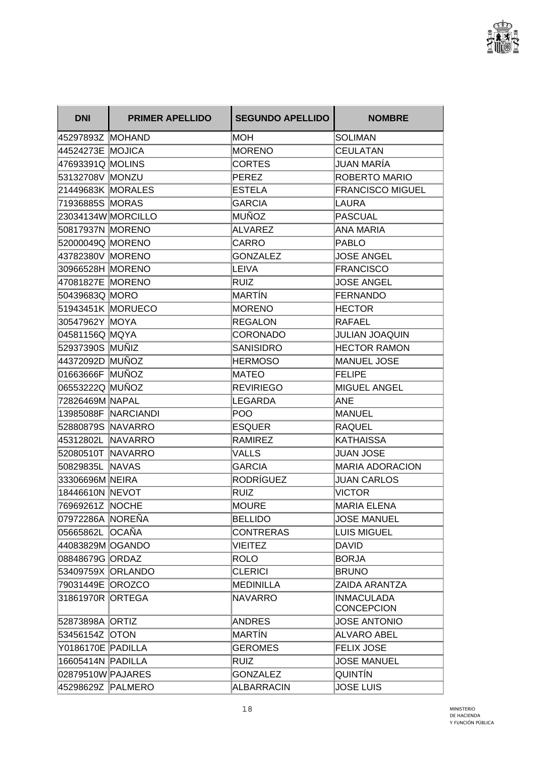| DNI | PRIMER APELLIDO | SEGUNDO APELLIDO | NOMBRE |
|---|---|---|---|
| 45297893Z | MOHAND | MOH | SOLIMAN |
| 44524273E | MOJICA | MORENO | CEULATAN |
| 47693391Q | MOLINS | CORTES | JUAN MARÍA |
| 53132708V | MONZU | PEREZ | ROBERTO MARIO |
| 21449683K | MORALES | ESTELA | FRANCISCO MIGUEL |
| 71936885S | MORAS | GARCIA | LAURA |
| 23034134W | MORCILLO | MUÑOZ | PASCUAL |
| 50817937N | MORENO | ALVAREZ | ANA MARIA |
| 52000049Q | MORENO | CARRO | PABLO |
| 43782380V | MORENO | GONZALEZ | JOSE ANGEL |
| 30966528H | MORENO | LEIVA | FRANCISCO |
| 47081827E | MORENO | RUIZ | JOSE ANGEL |
| 50439683Q | MORO | MARTÍN | FERNANDO |
| 51943451K | MORUECO | MORENO | HECTOR |
| 30547962Y | MOYA | REGALON | RAFAEL |
| 04581156Q | MQYA | CORONADO | JULIAN JOAQUIN |
| 52937390S | MUÑIZ | SANISIDRO | HECTOR RAMON |
| 44372092D | MUÑOZ | HERMOSO | MANUEL JOSE |
| 01663666F | MUÑOZ | MATEO | FELIPE |
| 06553222Q | MUÑOZ | REVIRIEGO | MIGUEL ANGEL |
| 72826469M | NAPAL | LEGARDA | ANE |
| 13985088F | NARCIANDI | POO | MANUEL |
| 52880879S | NAVARRO | ESQUER | RAQUEL |
| 45312802L | NAVARRO | RAMIREZ | KATHAISSA |
| 52080510T | NAVARRO | VALLS | JUAN JOSE |
| 50829835L | NAVAS | GARCIA | MARIA ADORACION |
| 33306696M | NEIRA | RODRÍGUEZ | JUAN CARLOS |
| 18446610N | NEVOT | RUIZ | VICTOR |
| 76969261Z | NOCHE | MOURE | MARIA ELENA |
| 07972286A | NOREÑA | BELLIDO | JOSE MANUEL |
| 05665862L | OCAÑA | CONTRERAS | LUIS MIGUEL |
| 44083829M | OGANDO | VIEITEZ | DAVID |
| 08848679G | ORDAZ | ROLO | BORJA |
| 53409759X | ORLANDO | CLERICI | BRUNO |
| 79031449E | OROZCO | MEDINILLA | ZAIDA ARANTZA |
| 31861970R | ORTEGA | NAVARRO | INMACULADA CONCEPCION |
| 52873898A | ORTIZ | ANDRES | JOSE ANTONIO |
| 53456154Z | OTON | MARTÍN | ALVARO ABEL |
| Y0186170E | PADILLA | GEROMES | FELIX JOSE |
| 16605414N | PADILLA | RUIZ | JOSE MANUEL |
| 02879510W | PAJARES | GONZALEZ | QUINTÍN |
| 45298629Z | PALMERO | ALBARRACIN | JOSE LUIS |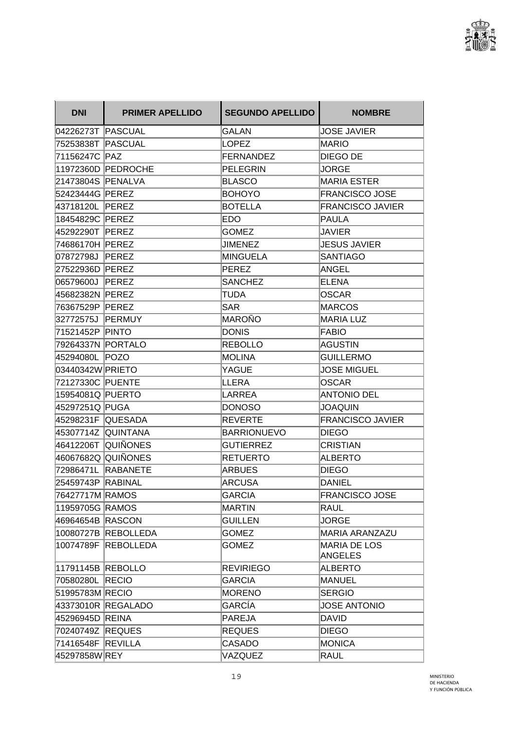| DNI | PRIMER APELLIDO | SEGUNDO APELLIDO | NOMBRE |
|---|---|---|---|
| 04226273T | PASCUAL | GALAN | JOSE JAVIER |
| 75253838T | PASCUAL | LOPEZ | MARIO |
| 71156247C | PAZ | FERNANDEZ | DIEGO DE |
| 11972360D | PEDROCHE | PELEGRIN | JORGE |
| 21473804S | PENALVA | BLASCO | MARIA ESTER |
| 52423444G | PEREZ | BOHOYO | FRANCISCO JOSE |
| 43718120L | PEREZ | BOTELLA | FRANCISCO JAVIER |
| 18454829C | PEREZ | EDO | PAULA |
| 45292290T | PEREZ | GOMEZ | JAVIER |
| 74686170H | PEREZ | JIMENEZ | JESUS JAVIER |
| 07872798J | PEREZ | MINGUELA | SANTIAGO |
| 27522936D | PEREZ | PEREZ | ANGEL |
| 06579600J | PEREZ | SANCHEZ | ELENA |
| 45682382N | PEREZ | TUDA | OSCAR |
| 76367529P | PEREZ | SAR | MARCOS |
| 32772575J | PERMUY | MAROÑO | MARIA LUZ |
| 71521452P | PINTO | DONIS | FABIO |
| 79264337N | PORTALO | REBOLLO | AGUSTIN |
| 45294080L | POZO | MOLINA | GUILLERMO |
| 03440342W | PRIETO | YAGUE | JOSE MIGUEL |
| 72127330C | PUENTE | LLERA | OSCAR |
| 15954081Q | PUERTO | LARREA | ANTONIO DEL |
| 45297251Q | PUGA | DONOSO | JOAQUIN |
| 45298231F | QUESADA | REVERTE | FRANCISCO JAVIER |
| 45307714Z | QUINTANA | BARRIONUEVO | DIEGO |
| 46412206T | QUIÑONES | GUTIERREZ | CRISTIAN |
| 46067682Q | QUIÑONES | RETUERTO | ALBERTO |
| 72986471L | RABANETE | ARBUES | DIEGO |
| 25459743P | RABINAL | ARCUSA | DANIEL |
| 76427717M | RAMOS | GARCIA | FRANCISCO JOSE |
| 11959705G | RAMOS | MARTIN | RAUL |
| 46964654B | RASCON | GUILLEN | JORGE |
| 10080727B | REBOLLEDA | GOMEZ | MARIA ARANZAZU |
| 10074789F | REBOLLEDA | GOMEZ | MARIA DE LOS ANGELES |
| 11791145B | REBOLLO | REVIRIEGO | ALBERTO |
| 70580280L | RECIO | GARCIA | MANUEL |
| 51995783M | RECIO | MORENO | SERGIO |
| 43373010R | REGALADO | GARCÍA | JOSE ANTONIO |
| 45296945D | REINA | PAREJA | DAVID |
| 70240749Z | REQUES | REQUES | DIEGO |
| 71416548F | REVILLA | CASADO | MONICA |
| 45297858W | REY | VAZQUEZ | RAUL |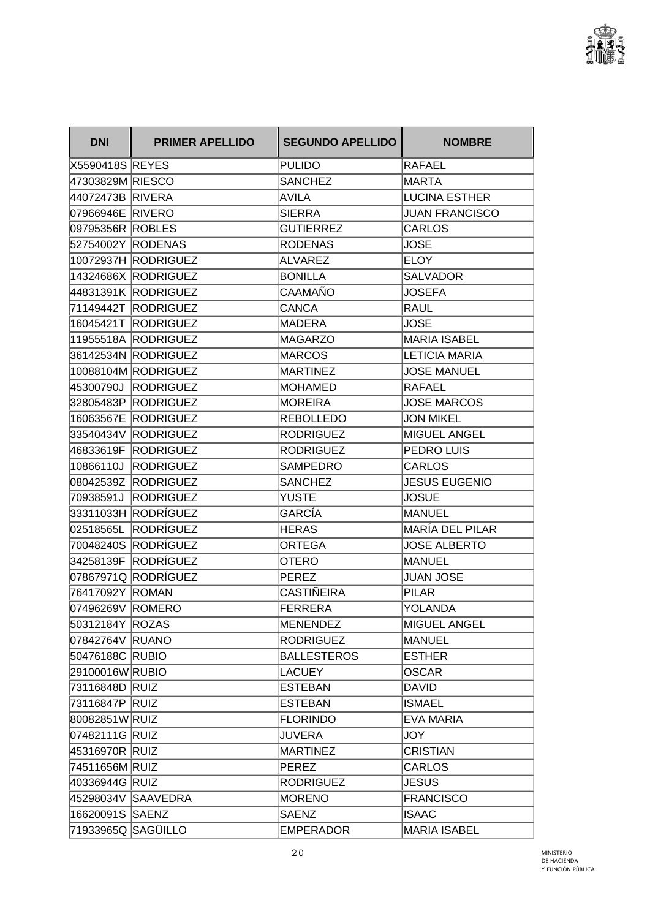| DNI | PRIMER APELLIDO | SEGUNDO APELLIDO | NOMBRE |
| --- | --- | --- | --- |
| X5590418S | REYES | PULIDO | RAFAEL |
| 47303829M | RIESCO | SANCHEZ | MARTA |
| 44072473B | RIVERA | AVILA | LUCINA ESTHER |
| 07966946E | RIVERO | SIERRA | JUAN FRANCISCO |
| 09795356R | ROBLES | GUTIERREZ | CARLOS |
| 52754002Y | RODENAS | RODENAS | JOSE |
| 10072937H | RODRIGUEZ | ALVAREZ | ELOY |
| 14324686X | RODRIGUEZ | BONILLA | SALVADOR |
| 44831391K | RODRIGUEZ | CAAMAÑO | JOSEFA |
| 71149442T | RODRIGUEZ | CANCA | RAUL |
| 16045421T | RODRIGUEZ | MADERA | JOSE |
| 11955518A | RODRIGUEZ | MAGARZO | MARIA ISABEL |
| 36142534N | RODRIGUEZ | MARCOS | LETICIA MARIA |
| 10088104M | RODRIGUEZ | MARTINEZ | JOSE MANUEL |
| 45300790J | RODRIGUEZ | MOHAMED | RAFAEL |
| 32805483P | RODRIGUEZ | MOREIRA | JOSE MARCOS |
| 16063567E | RODRIGUEZ | REBOLLEDO | JON MIKEL |
| 33540434V | RODRIGUEZ | RODRIGUEZ | MIGUEL ANGEL |
| 46833619F | RODRIGUEZ | RODRIGUEZ | PEDRO LUIS |
| 10866110J | RODRIGUEZ | SAMPEDRO | CARLOS |
| 08042539Z | RODRIGUEZ | SANCHEZ | JESUS EUGENIO |
| 70938591J | RODRIGUEZ | YUSTE | JOSUE |
| 33311033H | RODRÍGUEZ | GARCÍA | MANUEL |
| 02518565L | RODRÍGUEZ | HERAS | MARÍA DEL PILAR |
| 70048240S | RODRÍGUEZ | ORTEGA | JOSE ALBERTO |
| 34258139F | RODRÍGUEZ | OTERO | MANUEL |
| 07867971Q | RODRÍGUEZ | PEREZ | JUAN JOSE |
| 76417092Y | ROMAN | CASTIÑEIRA | PILAR |
| 07496269V | ROMERO | FERRERA | YOLANDA |
| 50312184Y | ROZAS | MENENDEZ | MIGUEL ANGEL |
| 07842764V | RUANO | RODRIGUEZ | MANUEL |
| 50476188C | RUBIO | BALLESTEROS | ESTHER |
| 29100016W | RUBIO | LACUEY | OSCAR |
| 73116848D | RUIZ | ESTEBAN | DAVID |
| 73116847P | RUIZ | ESTEBAN | ISMAEL |
| 80082851W | RUIZ | FLORINDO | EVA MARIA |
| 07482111G | RUIZ | JUVERA | JOY |
| 45316970R | RUIZ | MARTINEZ | CRISTIAN |
| 74511656M | RUIZ | PEREZ | CARLOS |
| 40336944G | RUIZ | RODRIGUEZ | JESUS |
| 45298034V | SAAVEDRA | MORENO | FRANCISCO |
| 16620091S | SAENZ | SAENZ | ISAAC |
| 71933965Q | SAGÜILLO | EMPERADOR | MARIA ISABEL |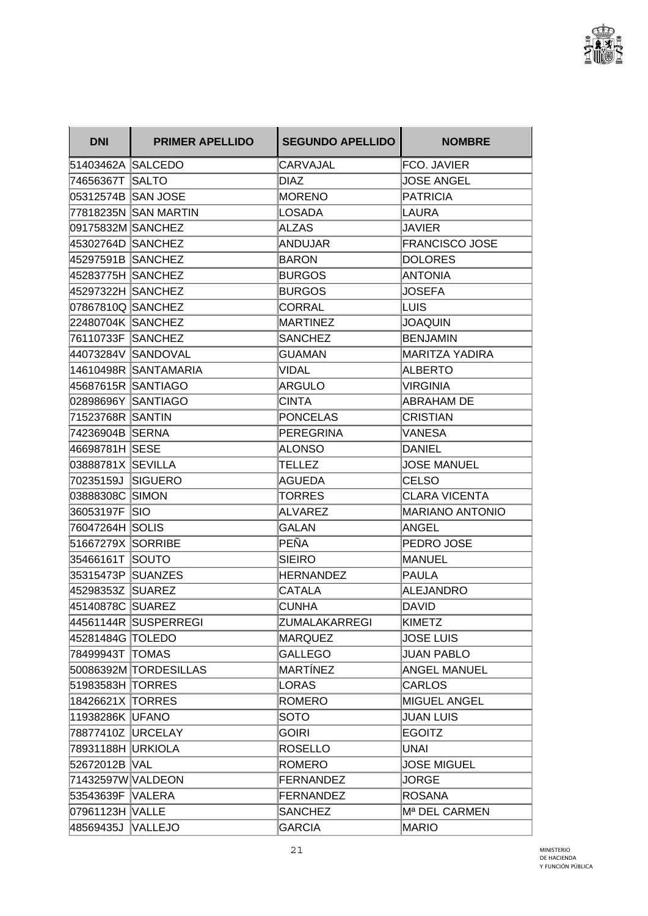| DNI | PRIMER APELLIDO | SEGUNDO APELLIDO | NOMBRE |
|---|---|---|---|
| 51403462A | SALCEDO | CARVAJAL | FCO. JAVIER |
| 74656367T | SALTO | DIAZ | JOSE ANGEL |
| 05312574B | SAN JOSE | MORENO | PATRICIA |
| 77818235N | SAN MARTIN | LOSADA | LAURA |
| 09175832M | SANCHEZ | ALZAS | JAVIER |
| 45302764D | SANCHEZ | ANDUJAR | FRANCISCO JOSE |
| 45297591B | SANCHEZ | BARON | DOLORES |
| 45283775H | SANCHEZ | BURGOS | ANTONIA |
| 45297322H | SANCHEZ | BURGOS | JOSEFA |
| 07867810Q | SANCHEZ | CORRAL | LUIS |
| 22480704K | SANCHEZ | MARTINEZ | JOAQUIN |
| 76110733F | SANCHEZ | SANCHEZ | BENJAMIN |
| 44073284V | SANDOVAL | GUAMAN | MARITZA YADIRA |
| 14610498R | SANTAMARIA | VIDAL | ALBERTO |
| 45687615R | SANTIAGO | ARGULO | VIRGINIA |
| 02898696Y | SANTIAGO | CINTA | ABRAHAM DE |
| 71523768R | SANTIN | PONCELAS | CRISTIAN |
| 74236904B | SERNA | PEREGRINA | VANESA |
| 46698781H | SESE | ALONSO | DANIEL |
| 03888781X | SEVILLA | TELLEZ | JOSE MANUEL |
| 70235159J | SIGUERO | AGUEDA | CELSO |
| 03888308C | SIMON | TORRES | CLARA VICENTA |
| 36053197F | SIO | ALVAREZ | MARIANO ANTONIO |
| 76047264H | SOLIS | GALAN | ANGEL |
| 51667279X | SORRIBE | PEÑA | PEDRO JOSE |
| 35466161T | SOUTO | SIEIRO | MANUEL |
| 35315473P | SUANZES | HERNANDEZ | PAULA |
| 45298353Z | SUAREZ | CATALA | ALEJANDRO |
| 45140878C | SUAREZ | CUNHA | DAVID |
| 44561144R | SUSPERREGI | ZUMALAKARREGI | KIMETZ |
| 45281484G | TOLEDO | MARQUEZ | JOSE LUIS |
| 78499943T | TOMAS | GALLEGO | JUAN PABLO |
| 50086392M | TORDESILLAS | MARTÍNEZ | ANGEL MANUEL |
| 51983583H | TORRES | LORAS | CARLOS |
| 18426621X | TORRES | ROMERO | MIGUEL ANGEL |
| 11938286K | UFANO | SOTO | JUAN LUIS |
| 78877410Z | URCELAY | GOIRI | EGOITZ |
| 78931188H | URKIOLA | ROSELLO | UNAI |
| 52672012B | VAL | ROMERO | JOSE MIGUEL |
| 71432597W | VALDEON | FERNANDEZ | JORGE |
| 53543639F | VALERA | FERNANDEZ | ROSANA |
| 07961123H | VALLE | SANCHEZ | Mª DEL CARMEN |
| 48569435J | VALLEJO | GARCIA | MARIO |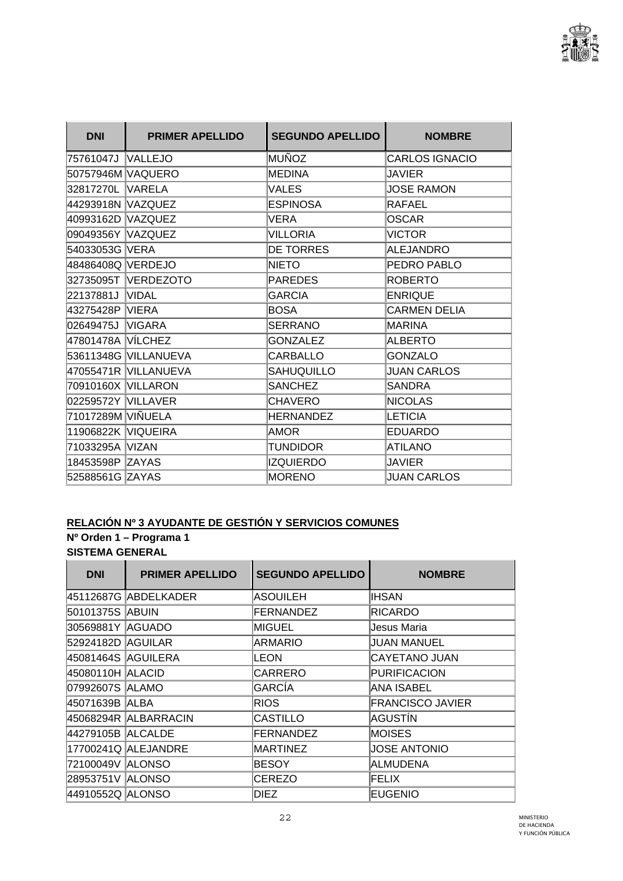| DNI | PRIMER APELLIDO | SEGUNDO APELLIDO | NOMBRE |
|---|---|---|---|
| 75761047J | VALLEJO | MUÑOZ | CARLOS IGNACIO |
| 50757946M | VAQUERO | MEDINA | JAVIER |
| 32817270L | VARELA | VALES | JOSE RAMON |
| 44293918N | VAZQUEZ | ESPINOSA | RAFAEL |
| 40993162D | VAZQUEZ | VERA | OSCAR |
| 09049356Y | VAZQUEZ | VILLORIA | VICTOR |
| 54033053G | VERA | DE TORRES | ALEJANDRO |
| 48486408Q | VERDEJO | NIETO | PEDRO PABLO |
| 32735095T | VERDEZOTO | PAREDES | ROBERTO |
| 22137881J | VIDAL | GARCIA | ENRIQUE |
| 43275428P | VIERA | BOSA | CARMEN DELIA |
| 02649475J | VIGARA | SERRANO | MARINA |
| 47801478A | VÍLCHEZ | GONZALEZ | ALBERTO |
| 53611348G | VILLANUEVA | CARBALLO | GONZALO |
| 47055471R | VILLANUEVA | SAHUQUILLO | JUAN CARLOS |
| 70910160X | VILLARON | SANCHEZ | SANDRA |
| 02259572Y | VILLAVER | CHAVERO | NICOLAS |
| 71017289M | VIÑUELA | HERNANDEZ | LETICIA |
| 11906822K | VIQUEIRA | AMOR | EDUARDO |
| 71033295A | VIZAN | TUNDIDOR | ATILANO |
| 18453598P | ZAYAS | IZQUIERDO | JAVIER |
| 52588561G | ZAYAS | MORENO | JUAN CARLOS |

**RELACIÓN Nº 3 AYUDANTE DE GESTIÓN Y SERVICIOS COMUNES**

**Nº Orden 1 – Programa 1**

**SISTEMA GENERAL**

| DNI | PRIMER APELLIDO | SEGUNDO APELLIDO | NOMBRE |
|---|---|---|---|
| 45112687G | ABDELKADER | ASOUILEH | IHSAN |
| 50101375S | ABUIN | FERNANDEZ | RICARDO |
| 30569881Y | AGUADO | MIGUEL | Jesus Maria |
| 52924182D | AGUILAR | ARMARIO | JUAN MANUEL |
| 45081464S | AGUILERA | LEON | CAYETANO JUAN |
| 45080110H | ALACID | CARRERO | PURIFICACION |
| 07992607S | ALAMO | GARCÍA | ANA ISABEL |
| 45071639B | ALBA | RIOS | FRANCISCO JAVIER |
| 45068294R | ALBARRACIN | CASTILLO | AGUSTÍN |
| 44279105B | ALCALDE | FERNANDEZ | MOISES |
| 17700241Q | ALEJANDRE | MARTINEZ | JOSE ANTONIO |
| 72100049V | ALONSO | BESOY | ALMUDENA |
| 28953751V | ALONSO | CEREZO | FELIX |
| 44910552Q | ALONSO | DIEZ | EUGENIO |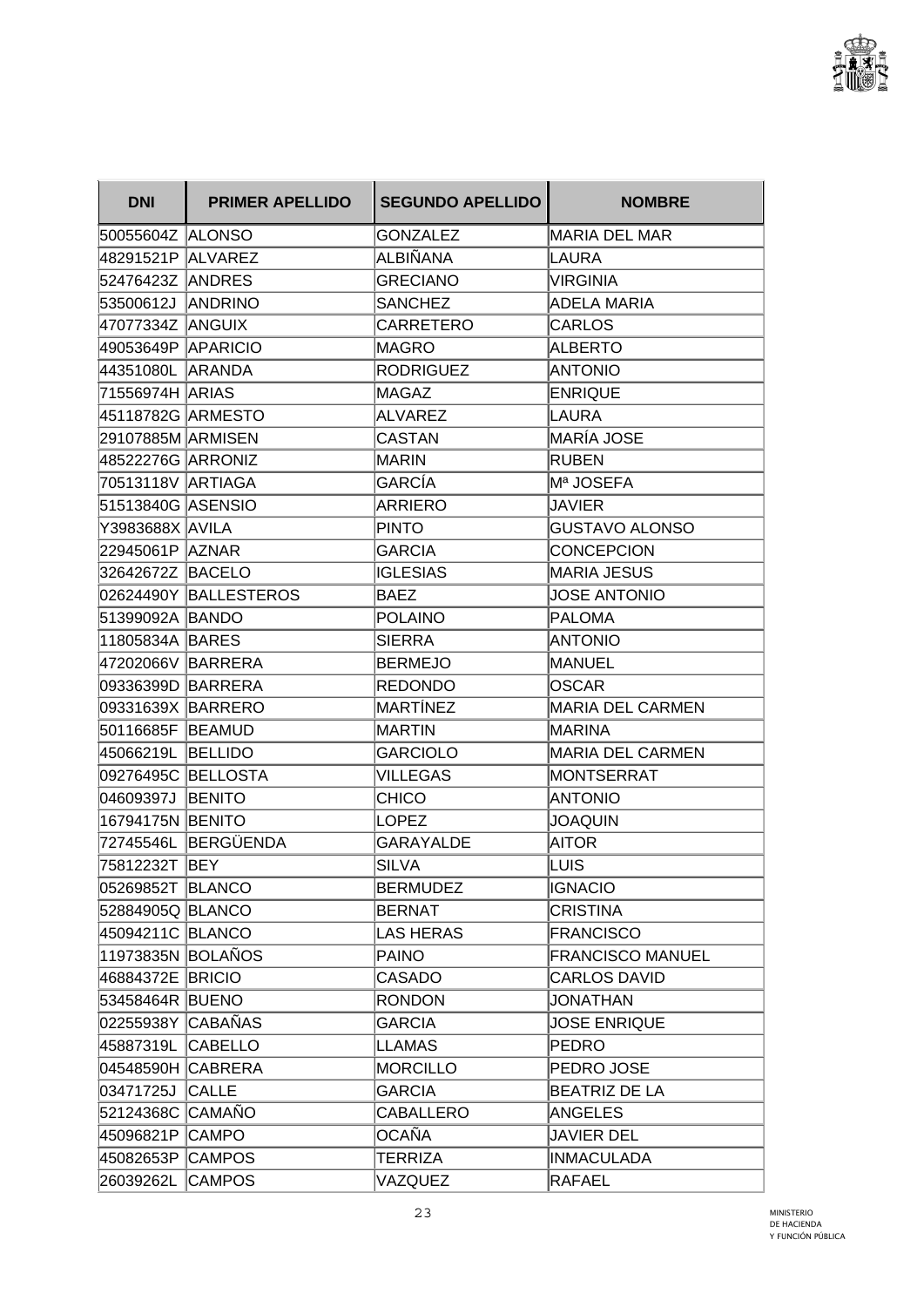| DNI | PRIMER APELLIDO | SEGUNDO APELLIDO | NOMBRE |
|---|---|---|---|
| 50055604Z | ALONSO | GONZALEZ | MARIA DEL MAR |
| 48291521P | ALVAREZ | ALBIÑANA | LAURA |
| 52476423Z | ANDRES | GRECIANO | VIRGINIA |
| 53500612J | ANDRINO | SANCHEZ | ADELA MARIA |
| 47077334Z | ANGUIX | CARRETERO | CARLOS |
| 49053649P | APARICIO | MAGRO | ALBERTO |
| 44351080L | ARANDA | RODRIGUEZ | ANTONIO |
| 71556974H | ARIAS | MAGAZ | ENRIQUE |
| 45118782G | ARMESTO | ALVAREZ | LAURA |
| 29107885M | ARMISEN | CASTAN | MARÍA JOSE |
| 48522276G | ARRONIZ | MARIN | RUBEN |
| 70513118V | ARTIAGA | GARCÍA | Mª JOSEFA |
| 51513840G | ASENSIO | ARRIERO | JAVIER |
| Y3983688X | AVILA | PINTO | GUSTAVO ALONSO |
| 22945061P | AZNAR | GARCIA | CONCEPCION |
| 32642672Z | BACELO | IGLESIAS | MARIA JESUS |
| 02624490Y | BALLESTEROS | BAEZ | JOSE ANTONIO |
| 51399092A | BANDO | POLAINO | PALOMA |
| 11805834A | BARES | SIERRA | ANTONIO |
| 47202066V | BARRERA | BERMEJO | MANUEL |
| 09336399D | BARRERA | REDONDO | OSCAR |
| 09331639X | BARRERO | MARTÍNEZ | MARIA DEL CARMEN |
| 50116685F | BEAMUD | MARTIN | MARINA |
| 45066219L | BELLIDO | GARCIOLO | MARIA DEL CARMEN |
| 09276495C | BELLOSTA | VILLEGAS | MONTSERRAT |
| 04609397J | BENITO | CHICO | ANTONIO |
| 16794175N | BENITO | LOPEZ | JOAQUIN |
| 72745546L | BERGÜENDA | GARAYALDE | AITOR |
| 75812232T | BEY | SILVA | LUIS |
| 05269852T | BLANCO | BERMUDEZ | IGNACIO |
| 52884905Q | BLANCO | BERNAT | CRISTINA |
| 45094211C | BLANCO | LAS HERAS | FRANCISCO |
| 11973835N | BOLAÑOS | PAINO | FRANCISCO MANUEL |
| 46884372E | BRICIO | CASADO | CARLOS DAVID |
| 53458464R | BUENO | RONDON | JONATHAN |
| 02255938Y | CABAÑAS | GARCIA | JOSE ENRIQUE |
| 45887319L | CABELLO | LLAMAS | PEDRO |
| 04548590H | CABRERA | MORCILLO | PEDRO JOSE |
| 03471725J | CALLE | GARCIA | BEATRIZ DE LA |
| 52124368C | CAMAÑO | CABALLERO | ANGELES |
| 45096821P | CAMPO | OCAÑA | JAVIER DEL |
| 45082653P | CAMPOS | TERRIZA | INMACULADA |
| 26039262L | CAMPOS | VAZQUEZ | RAFAEL |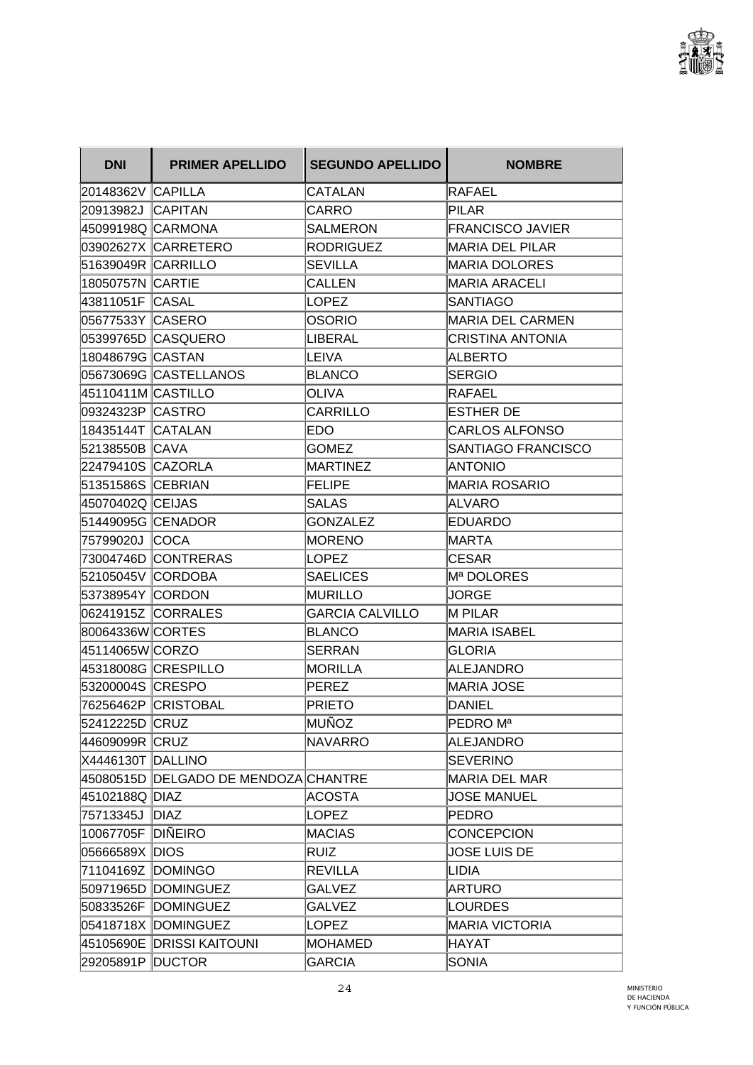| DNI | PRIMER APELLIDO | SEGUNDO APELLIDO | NOMBRE |
|---|---|---|---|
| 20148362V | CAPILLA | CATALAN | RAFAEL |
| 20913982J | CAPITAN | CARRO | PILAR |
| 45099198Q | CARMONA | SALMERON | FRANCISCO JAVIER |
| 03902627X | CARRETERO | RODRIGUEZ | MARIA DEL PILAR |
| 51639049R | CARRILLO | SEVILLA | MARIA DOLORES |
| 18050757N | CARTIE | CALLEN | MARIA ARACELI |
| 43811051F | CASAL | LOPEZ | SANTIAGO |
| 05677533Y | CASERO | OSORIO | MARIA DEL CARMEN |
| 05399765D | CASQUERO | LIBERAL | CRISTINA ANTONIA |
| 18048679G | CASTAN | LEIVA | ALBERTO |
| 05673069G | CASTELLANOS | BLANCO | SERGIO |
| 45110411M | CASTILLO | OLIVA | RAFAEL |
| 09324323P | CASTRO | CARRILLO | ESTHER DE |
| 18435144T | CATALAN | EDO | CARLOS ALFONSO |
| 52138550B | CAVA | GOMEZ | SANTIAGO FRANCISCO |
| 22479410S | CAZORLA | MARTINEZ | ANTONIO |
| 51351586S | CEBRIAN | FELIPE | MARIA ROSARIO |
| 45070402Q | CEIJAS | SALAS | ALVARO |
| 51449095G | CENADOR | GONZALEZ | EDUARDO |
| 75799020J | COCA | MORENO | MARTA |
| 73004746D | CONTRERAS | LOPEZ | CESAR |
| 52105045V | CORDOBA | SAELICES | Mª DOLORES |
| 53738954Y | CORDON | MURILLO | JORGE |
| 06241915Z | CORRALES | GARCIA CALVILLO | M PILAR |
| 80064336W | CORTES | BLANCO | MARIA ISABEL |
| 45114065W | CORZO | SERRAN | GLORIA |
| 45318008G | CRESPILLO | MORILLA | ALEJANDRO |
| 53200004S | CRESPO | PEREZ | MARIA JOSE |
| 76256462P | CRISTOBAL | PRIETO | DANIEL |
| 52412225D | CRUZ | MUÑOZ | PEDRO Mª |
| 44609099R | CRUZ | NAVARRO | ALEJANDRO |
| X4446130T | DALLINO | | SEVERINO |
| 45080515D | DELGADO DE MENDOZA | CHANTRE | MARIA DEL MAR |
| 45102188Q | DIAZ | ACOSTA | JOSE MANUEL |
| 75713345J | DIAZ | LOPEZ | PEDRO |
| 10067705F | DIÑEIRO | MACIAS | CONCEPCION |
| 05666589X | DIOS | RUIZ | JOSE LUIS DE |
| 71104169Z | DOMINGO | REVILLA | LIDIA |
| 50971965D | DOMINGUEZ | GALVEZ | ARTURO |
| 50833526F | DOMINGUEZ | GALVEZ | LOURDES |
| 05418718X | DOMINGUEZ | LOPEZ | MARIA VICTORIA |
| 45105690E | DRISSI KAITOUNI | MOHAMED | HAYAT |
| 29205891P | DUCTOR | GARCIA | SONIA |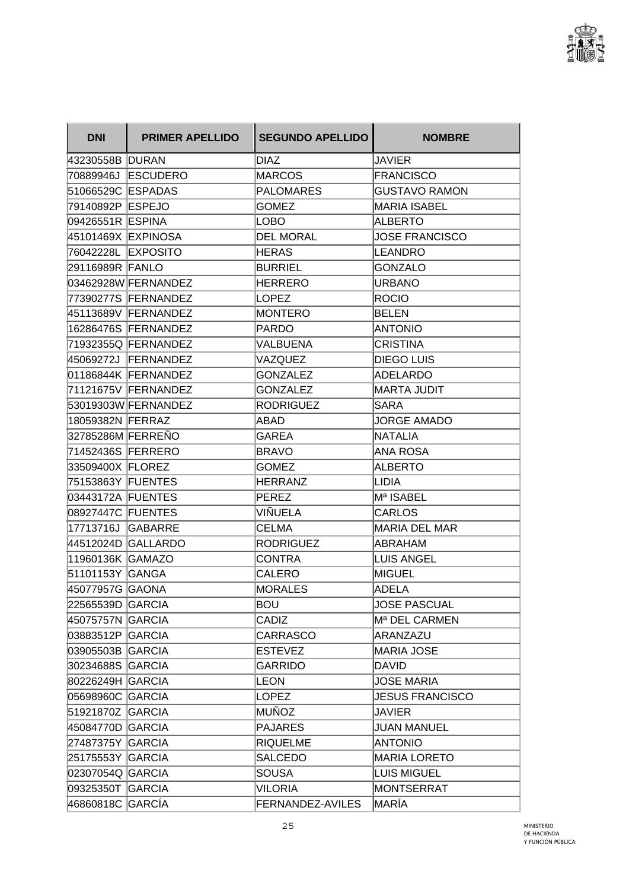| DNI | PRIMER APELLIDO | SEGUNDO APELLIDO | NOMBRE |
|---|---|---|---|
| 43230558B | DURAN | DIAZ | JAVIER |
| 70889946J | ESCUDERO | MARCOS | FRANCISCO |
| 51066529C | ESPADAS | PALOMARES | GUSTAVO RAMON |
| 79140892P | ESPEJO | GOMEZ | MARIA ISABEL |
| 09426551R | ESPINA | LOBO | ALBERTO |
| 45101469X | EXPINOSA | DEL MORAL | JOSE FRANCISCO |
| 76042228L | EXPOSITO | HERAS | LEANDRO |
| 29116989R | FANLO | BURRIEL | GONZALO |
| 03462928W | FERNANDEZ | HERRERO | URBANO |
| 77390277S | FERNANDEZ | LOPEZ | ROCIO |
| 45113689V | FERNANDEZ | MONTERO | BELEN |
| 16286476S | FERNANDEZ | PARDO | ANTONIO |
| 71932355Q | FERNANDEZ | VALBUENA | CRISTINA |
| 45069272J | FERNANDEZ | VAZQUEZ | DIEGO LUIS |
| 01186844K | FERNANDEZ | GONZALEZ | ADELARDO |
| 71121675V | FERNANDEZ | GONZALEZ | MARTA JUDIT |
| 53019303W | FERNANDEZ | RODRIGUEZ | SARA |
| 18059382N | FERRAZ | ABAD | JORGE AMADO |
| 32785286M | FERREÑO | GAREA | NATALIA |
| 71452436S | FERRERO | BRAVO | ANA ROSA |
| 33509400X | FLOREZ | GOMEZ | ALBERTO |
| 75153863Y | FUENTES | HERRANZ | LIDIA |
| 03443172A | FUENTES | PEREZ | Mª ISABEL |
| 08927447C | FUENTES | VIÑUELA | CARLOS |
| 17713716J | GABARRE | CELMA | MARIA DEL MAR |
| 44512024D | GALLARDO | RODRIGUEZ | ABRAHAM |
| 11960136K | GAMAZO | CONTRA | LUIS ANGEL |
| 51101153Y | GANGA | CALERO | MIGUEL |
| 45077957G | GAONA | MORALES | ADELA |
| 22565539D | GARCIA | BOU | JOSE PASCUAL |
| 45075757N | GARCIA | CADIZ | Mª DEL CARMEN |
| 03883512P | GARCIA | CARRASCO | ARANZAZU |
| 03905503B | GARCIA | ESTEVEZ | MARIA JOSE |
| 30234688S | GARCIA | GARRIDO | DAVID |
| 80226249H | GARCIA | LEON | JOSE MARIA |
| 05698960C | GARCIA | LOPEZ | JESUS FRANCISCO |
| 51921870Z | GARCIA | MUÑOZ | JAVIER |
| 45084770D | GARCIA | PAJARES | JUAN MANUEL |
| 27487375Y | GARCIA | RIQUELME | ANTONIO |
| 25175553Y | GARCIA | SALCEDO | MARIA LORETO |
| 02307054Q | GARCIA | SOUSA | LUIS MIGUEL |
| 09325350T | GARCIA | VILORIA | MONTSERRAT |
| 46860818C | GARCÍA | FERNANDEZ-AVILES | MARÍA |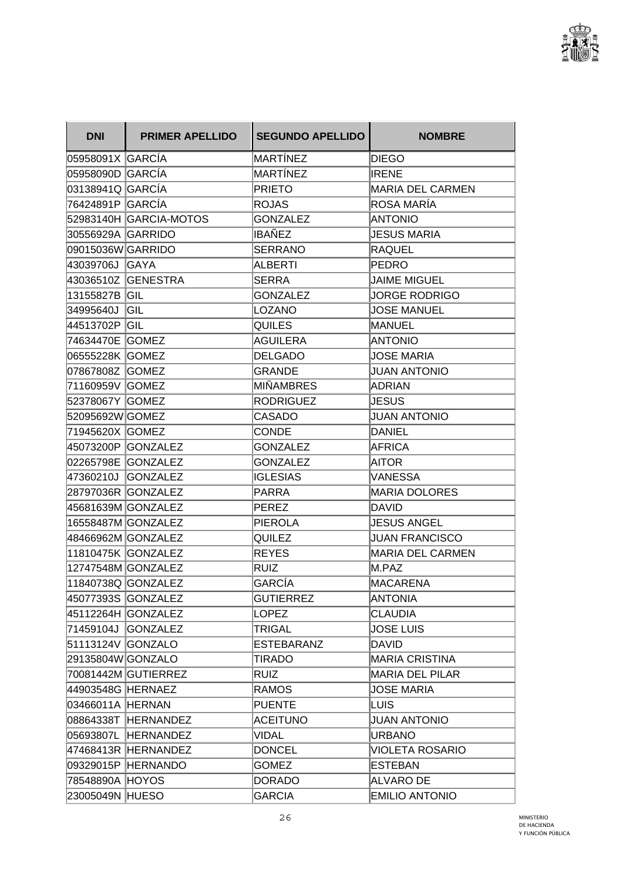| DNI | PRIMER APELLIDO | SEGUNDO APELLIDO | NOMBRE |
|---|---|---|---|
| 05958091X | GARCÍA | MARTÍNEZ | DIEGO |
| 05958090D | GARCÍA | MARTÍNEZ | IRENE |
| 03138941Q | GARCÍA | PRIETO | MARIA DEL CARMEN |
| 76424891P | GARCÍA | ROJAS | ROSA MARÍA |
| 52983140H | GARCIA-MOTOS | GONZALEZ | ANTONIO |
| 30556929A | GARRIDO | IBAÑEZ | JESUS MARIA |
| 09015036W | GARRIDO | SERRANO | RAQUEL |
| 43039706J | GAYA | ALBERTI | PEDRO |
| 43036510Z | GENESTRA | SERRA | JAIME MIGUEL |
| 13155827B | GIL | GONZALEZ | JORGE RODRIGO |
| 34995640J | GIL | LOZANO | JOSE MANUEL |
| 44513702P | GIL | QUILES | MANUEL |
| 74634470E | GOMEZ | AGUILERA | ANTONIO |
| 06555228K | GOMEZ | DELGADO | JOSE MARIA |
| 07867808Z | GOMEZ | GRANDE | JUAN ANTONIO |
| 71160959V | GOMEZ | MIÑAMBRES | ADRIAN |
| 52378067Y | GOMEZ | RODRIGUEZ | JESUS |
| 52095692W | GOMEZ | CASADO | JUAN ANTONIO |
| 71945620X | GOMEZ | CONDE | DANIEL |
| 45073200P | GONZALEZ | GONZALEZ | AFRICA |
| 02265798E | GONZALEZ | GONZALEZ | AITOR |
| 47360210J | GONZALEZ | IGLESIAS | VANESSA |
| 28797036R | GONZALEZ | PARRA | MARIA DOLORES |
| 45681639M | GONZALEZ | PEREZ | DAVID |
| 16558487M | GONZALEZ | PIEROLA | JESUS ANGEL |
| 48466962M | GONZALEZ | QUILEZ | JUAN FRANCISCO |
| 11810475K | GONZALEZ | REYES | MARIA DEL CARMEN |
| 12747548M | GONZALEZ | RUIZ | M.PAZ |
| 11840738Q | GONZALEZ | GARCÍA | MACARENA |
| 45077393S | GONZALEZ | GUTIERREZ | ANTONIA |
| 45112264H | GONZALEZ | LOPEZ | CLAUDIA |
| 71459104J | GONZALEZ | TRIGAL | JOSE LUIS |
| 51113124V | GONZALO | ESTEBARANZ | DAVID |
| 29135804W | GONZALO | TIRADO | MARIA CRISTINA |
| 70081442M | GUTIERREZ | RUIZ | MARIA DEL PILAR |
| 44903548G | HERNAEZ | RAMOS | JOSE MARIA |
| 03466011A | HERNAN | PUENTE | LUIS |
| 08864338T | HERNANDEZ | ACEITUNO | JUAN ANTONIO |
| 05693807L | HERNANDEZ | VIDAL | URBANO |
| 47468413R | HERNANDEZ | DONCEL | VIOLETA ROSARIO |
| 09329015P | HERNANDO | GOMEZ | ESTEBAN |
| 78548890A | HOYOS | DORADO | ALVARO DE |
| 23005049N | HUESO | GARCIA | EMILIO ANTONIO |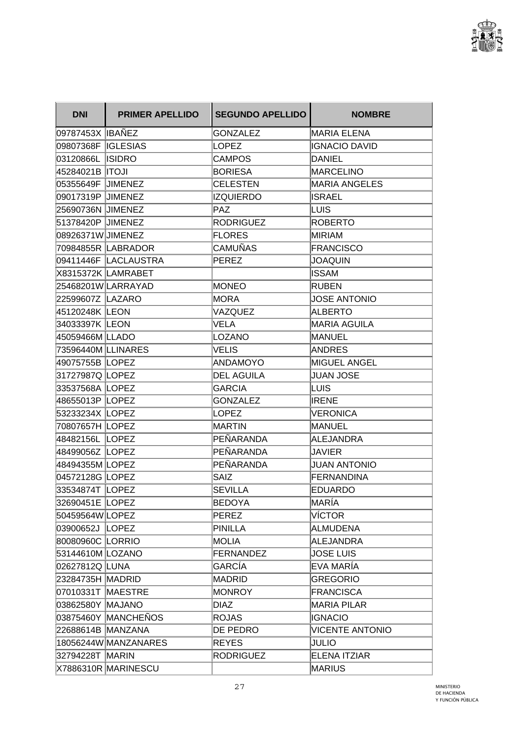| DNI | PRIMER APELLIDO | SEGUNDO APELLIDO | NOMBRE |
|---|---|---|---|
| 09787453X | IBAÑEZ | GONZALEZ | MARIA ELENA |
| 09807368F | IGLESIAS | LOPEZ | IGNACIO DAVID |
| 03120866L | ISIDRO | CAMPOS | DANIEL |
| 45284021B | ITOJI | BORIESA | MARCELINO |
| 05355649F | JIMENEZ | CELESTEN | MARIA ANGELES |
| 09017319P | JIMENEZ | IZQUIERDO | ISRAEL |
| 25690736N | JIMENEZ | PAZ | LUIS |
| 51378420P | JIMENEZ | RODRIGUEZ | ROBERTO |
| 08926371W | JIMENEZ | FLORES | MIRIAM |
| 70984855R | LABRADOR | CAMUÑAS | FRANCISCO |
| 09411446F | LACLAUSTRA | PEREZ | JOAQUIN |
| X8315372K | LAMRABET | | ISSAM |
| 25468201W | LARRAYAD | MONEO | RUBEN |
| 22599607Z | LAZARO | MORA | JOSE ANTONIO |
| 45120248K | LEON | VAZQUEZ | ALBERTO |
| 34033397K | LEON | VELA | MARIA AGUILA |
| 45059466M | LLADO | LOZANO | MANUEL |
| 73596440M | LLINARES | VELIS | ANDRES |
| 49075755B | LOPEZ | ANDAMOYO | MIGUEL ANGEL |
| 31727987Q | LOPEZ | DEL AGUILA | JUAN JOSE |
| 33537568A | LOPEZ | GARCIA | LUIS |
| 48655013P | LOPEZ | GONZALEZ | IRENE |
| 53233234X | LOPEZ | LOPEZ | VERONICA |
| 70807657H | LOPEZ | MARTIN | MANUEL |
| 48482156L | LOPEZ | PEÑARANDA | ALEJANDRA |
| 48499056Z | LOPEZ | PEÑARANDA | JAVIER |
| 48494355M | LOPEZ | PEÑARANDA | JUAN ANTONIO |
| 04572128G | LOPEZ | SAIZ | FERNANDINA |
| 33534874T | LOPEZ | SEVILLA | EDUARDO |
| 32690451E | LOPEZ | BEDOYA | MARÍA |
| 50459564W | LOPEZ | PEREZ | VÍCTOR |
| 03900652J | LOPEZ | PINILLA | ALMUDENA |
| 80080960C | LORRIO | MOLIA | ALEJANDRA |
| 53144610M | LOZANO | FERNANDEZ | JOSE LUIS |
| 02627812Q | LUNA | GARCÍA | EVA MARÍA |
| 23284735H | MADRID | MADRID | GREGORIO |
| 07010331T | MAESTRE | MONROY | FRANCISCA |
| 03862580Y | MAJANO | DIAZ | MARIA PILAR |
| 03875460Y | MANCHEÑOS | ROJAS | IGNACIO |
| 22688614B | MANZANA | DE PEDRO | VICENTE ANTONIO |
| 18056244W | MANZANARES | REYES | JULIO |
| 32794228T | MARIN | RODRIGUEZ | ELENA ITZIAR |
| X7886310R | MARINESCU | | MARIUS |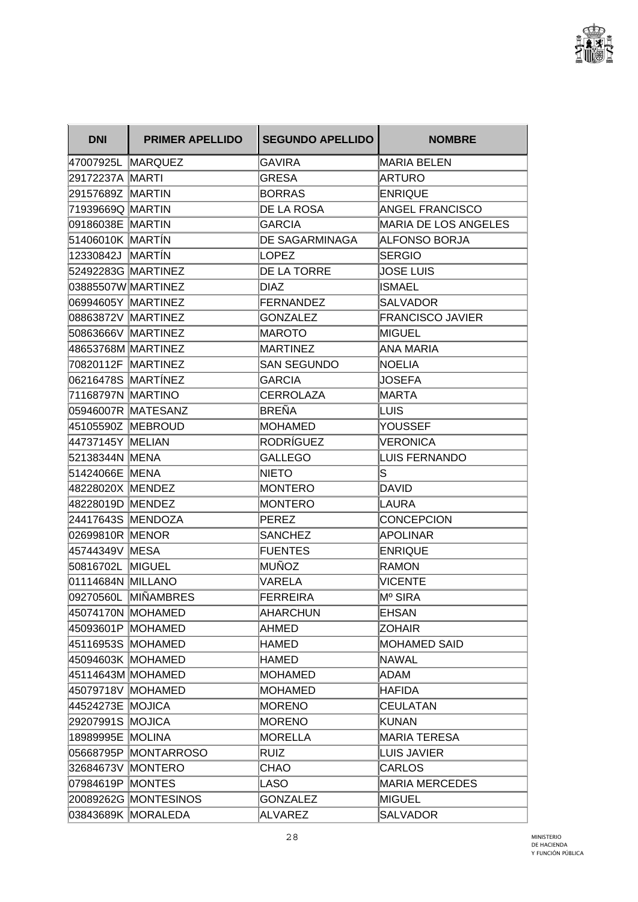| DNI | PRIMER APELLIDO | SEGUNDO APELLIDO | NOMBRE |
|---|---|---|---|
| 47007925L | MARQUEZ | GAVIRA | MARIA BELEN |
| 29172237A | MARTI | GRESA | ARTURO |
| 29157689Z | MARTIN | BORRAS | ENRIQUE |
| 71939669Q | MARTIN | DE LA ROSA | ANGEL FRANCISCO |
| 09186038E | MARTIN | GARCIA | MARIA DE LOS ANGELES |
| 51406010K | MARTÍN | DE SAGARMINAGA | ALFONSO BORJA |
| 12330842J | MARTÍN | LOPEZ | SERGIO |
| 52492283G | MARTINEZ | DE LA TORRE | JOSE LUIS |
| 03885507W | MARTINEZ | DIAZ | ISMAEL |
| 06994605Y | MARTINEZ | FERNANDEZ | SALVADOR |
| 08863872V | MARTINEZ | GONZALEZ | FRANCISCO JAVIER |
| 50863666V | MARTINEZ | MAROTO | MIGUEL |
| 48653768M | MARTINEZ | MARTINEZ | ANA MARIA |
| 70820112F | MARTINEZ | SAN SEGUNDO | NOELIA |
| 06216478S | MARTÍNEZ | GARCIA | JOSEFA |
| 71168797N | MARTINO | CERROLAZA | MARTA |
| 05946007R | MATESANZ | BREÑA | LUIS |
| 45105590Z | MEBROUD | MOHAMED | YOUSSEF |
| 44737145Y | MELIAN | RODRÍGUEZ | VERONICA |
| 52138344N | MENA | GALLEGO | LUIS FERNANDO |
| 51424066E | MENA | NIETO | S |
| 48228020X | MENDEZ | MONTERO | DAVID |
| 48228019D | MENDEZ | MONTERO | LAURA |
| 24417643S | MENDOZA | PEREZ | CONCEPCION |
| 02699810R | MENOR | SANCHEZ | APOLINAR |
| 45744349V | MESA | FUENTES | ENRIQUE |
| 50816702L | MIGUEL | MUÑOZ | RAMON |
| 01114684N | MILLANO | VARELA | VICENTE |
| 09270560L | MIÑAMBRES | FERREIRA | Mº SIRA |
| 45074170N | MOHAMED | AHARCHUN | EHSAN |
| 45093601P | MOHAMED | AHMED | ZOHAIR |
| 45116953S | MOHAMED | HAMED | MOHAMED SAID |
| 45094603K | MOHAMED | HAMED | NAWAL |
| 45114643M | MOHAMED | MOHAMED | ADAM |
| 45079718V | MOHAMED | MOHAMED | HAFIDA |
| 44524273E | MOJICA | MORENO | CEULATAN |
| 29207991S | MOJICA | MORENO | KUNAN |
| 18989995E | MOLINA | MORELLA | MARIA TERESA |
| 05668795P | MONTARROSO | RUIZ | LUIS JAVIER |
| 32684673V | MONTERO | CHAO | CARLOS |
| 07984619P | MONTES | LASO | MARIA MERCEDES |
| 20089262G | MONTESINOS | GONZALEZ | MIGUEL |
| 03843689K | MORALEDA | ALVAREZ | SALVADOR |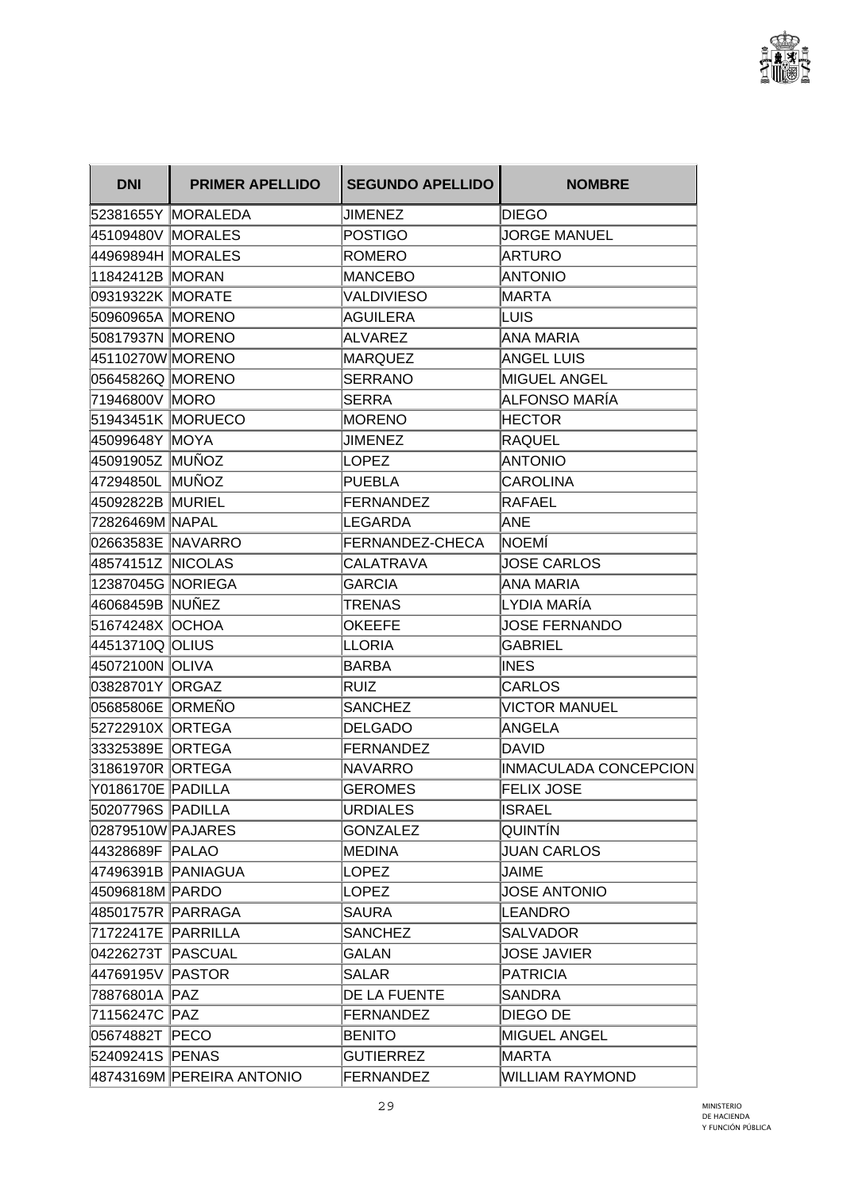| DNI | PRIMER APELLIDO | SEGUNDO APELLIDO | NOMBRE |
| --- | --- | --- | --- |
| 52381655Y | MORALEDA | JIMENEZ | DIEGO |
| 45109480V | MORALES | POSTIGO | JORGE MANUEL |
| 44969894H | MORALES | ROMERO | ARTURO |
| 11842412B | MORAN | MANCEBO | ANTONIO |
| 09319322K | MORATE | VALDIVIESO | MARTA |
| 50960965A | MORENO | AGUILERA | LUIS |
| 50817937N | MORENO | ALVAREZ | ANA MARIA |
| 45110270W | MORENO | MARQUEZ | ANGEL LUIS |
| 05645826Q | MORENO | SERRANO | MIGUEL ANGEL |
| 71946800V | MORO | SERRA | ALFONSO MARÍA |
| 51943451K | MORUECO | MORENO | HECTOR |
| 45099648Y | MOYA | JIMENEZ | RAQUEL |
| 45091905Z | MUÑOZ | LOPEZ | ANTONIO |
| 47294850L | MUÑOZ | PUEBLA | CAROLINA |
| 45092822B | MURIEL | FERNANDEZ | RAFAEL |
| 72826469M | NAPAL | LEGARDA | ANE |
| 02663583E | NAVARRO | FERNANDEZ-CHECA | NOEMÍ |
| 48574151Z | NICOLAS | CALATRAVA | JOSE CARLOS |
| 12387045G | NORIEGA | GARCIA | ANA MARIA |
| 46068459B | NUÑEZ | TRENAS | LYDIA MARÍA |
| 51674248X | OCHOA | OKEEFE | JOSE FERNANDO |
| 44513710Q | OLIUS | LLORIA | GABRIEL |
| 45072100N | OLIVA | BARBA | INES |
| 03828701Y | ORGAZ | RUIZ | CARLOS |
| 05685806E | ORMEÑO | SANCHEZ | VICTOR MANUEL |
| 52722910X | ORTEGA | DELGADO | ANGELA |
| 33325389E | ORTEGA | FERNANDEZ | DAVID |
| 31861970R | ORTEGA | NAVARRO | INMACULADA CONCEPCION |
| Y0186170E | PADILLA | GEROMES | FELIX JOSE |
| 50207796S | PADILLA | URDIALES | ISRAEL |
| 02879510W | PAJARES | GONZALEZ | QUINTÍN |
| 44328689F | PALAO | MEDINA | JUAN CARLOS |
| 47496391B | PANIAGUA | LOPEZ | JAIME |
| 45096818M | PARDO | LOPEZ | JOSE ANTONIO |
| 48501757R | PARRAGA | SAURA | LEANDRO |
| 71722417E | PARRILLA | SANCHEZ | SALVADOR |
| 04226273T | PASCUAL | GALAN | JOSE JAVIER |
| 44769195V | PASTOR | SALAR | PATRICIA |
| 78876801A | PAZ | DE LA FUENTE | SANDRA |
| 71156247C | PAZ | FERNANDEZ | DIEGO DE |
| 05674882T | PECO | BENITO | MIGUEL ANGEL |
| 52409241S | PENAS | GUTIERREZ | MARTA |
| 48743169M | PEREIRA ANTONIO | FERNANDEZ | WILLIAM RAYMOND |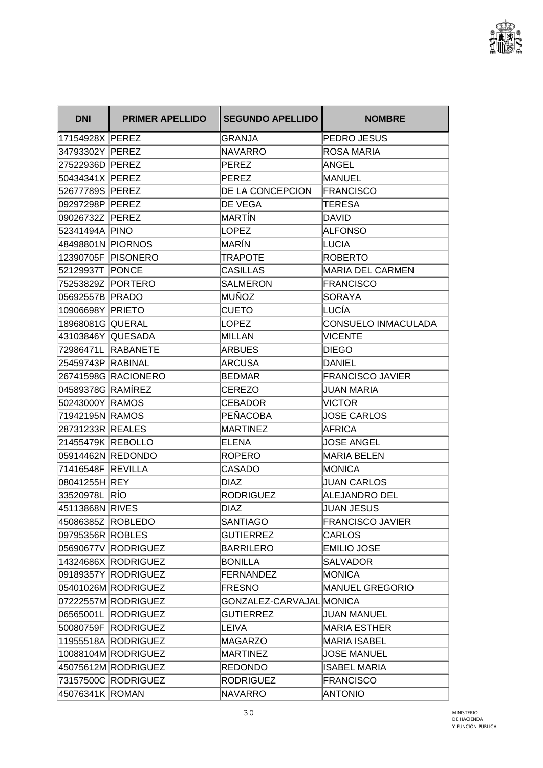| DNI | PRIMER APELLIDO | SEGUNDO APELLIDO | NOMBRE |
|---|---|---|---|
| 17154928X | PEREZ | GRANJA | PEDRO JESUS |
| 34793302Y | PEREZ | NAVARRO | ROSA MARIA |
| 27522936D | PEREZ | PEREZ | ANGEL |
| 50434341X | PEREZ | PEREZ | MANUEL |
| 52677789S | PEREZ | DE LA CONCEPCION | FRANCISCO |
| 09297298P | PEREZ | DE VEGA | TERESA |
| 09026732Z | PEREZ | MARTÍN | DAVID |
| 52341494A | PINO | LOPEZ | ALFONSO |
| 48498801N | PIORNOS | MARÍN | LUCIA |
| 12390705F | PISONERO | TRAPOTE | ROBERTO |
| 52129937T | PONCE | CASILLAS | MARIA DEL CARMEN |
| 75253829Z | PORTERO | SALMERON | FRANCISCO |
| 05692557B | PRADO | MUÑOZ | SORAYA |
| 10906698Y | PRIETO | CUETO | LUCÍA |
| 18968081G | QUERAL | LOPEZ | CONSUELO INMACULADA |
| 43103846Y | QUESADA | MILLAN | VICENTE |
| 72986471L | RABANETE | ARBUES | DIEGO |
| 25459743P | RABINAL | ARCUSA | DANIEL |
| 26741598G | RACIONERO | BEDMAR | FRANCISCO JAVIER |
| 04589378G | RAMÍREZ | CEREZO | JUAN MARIA |
| 50243000Y | RAMOS | CEBADOR | VICTOR |
| 71942195N | RAMOS | PEÑACOBA | JOSE CARLOS |
| 28731233R | REALES | MARTINEZ | AFRICA |
| 21455479K | REBOLLO | ELENA | JOSE ANGEL |
| 05914462N | REDONDO | ROPERO | MARIA BELEN |
| 71416548F | REVILLA | CASADO | MONICA |
| 08041255H | REY | DIAZ | JUAN CARLOS |
| 33520978L | RÍO | RODRIGUEZ | ALEJANDRO DEL |
| 45113868N | RIVES | DIAZ | JUAN JESUS |
| 45086385Z | ROBLEDO | SANTIAGO | FRANCISCO JAVIER |
| 09795356R | ROBLES | GUTIERREZ | CARLOS |
| 05690677V | RODRIGUEZ | BARRILERO | EMILIO JOSE |
| 14324686X | RODRIGUEZ | BONILLA | SALVADOR |
| 09189357Y | RODRIGUEZ | FERNANDEZ | MONICA |
| 05401026M | RODRIGUEZ | FRESNO | MANUEL GREGORIO |
| 07222557M | RODRIGUEZ | GONZALEZ-CARVAJAL | MONICA |
| 06565001L | RODRIGUEZ | GUTIERREZ | JUAN MANUEL |
| 50080759F | RODRIGUEZ | LEIVA | MARIA ESTHER |
| 11955518A | RODRIGUEZ | MAGARZO | MARIA ISABEL |
| 10088104M | RODRIGUEZ | MARTINEZ | JOSE MANUEL |
| 45075612M | RODRIGUEZ | REDONDO | ISABEL MARIA |
| 73157500C | RODRIGUEZ | RODRIGUEZ | FRANCISCO |
| 45076341K | ROMAN | NAVARRO | ANTONIO |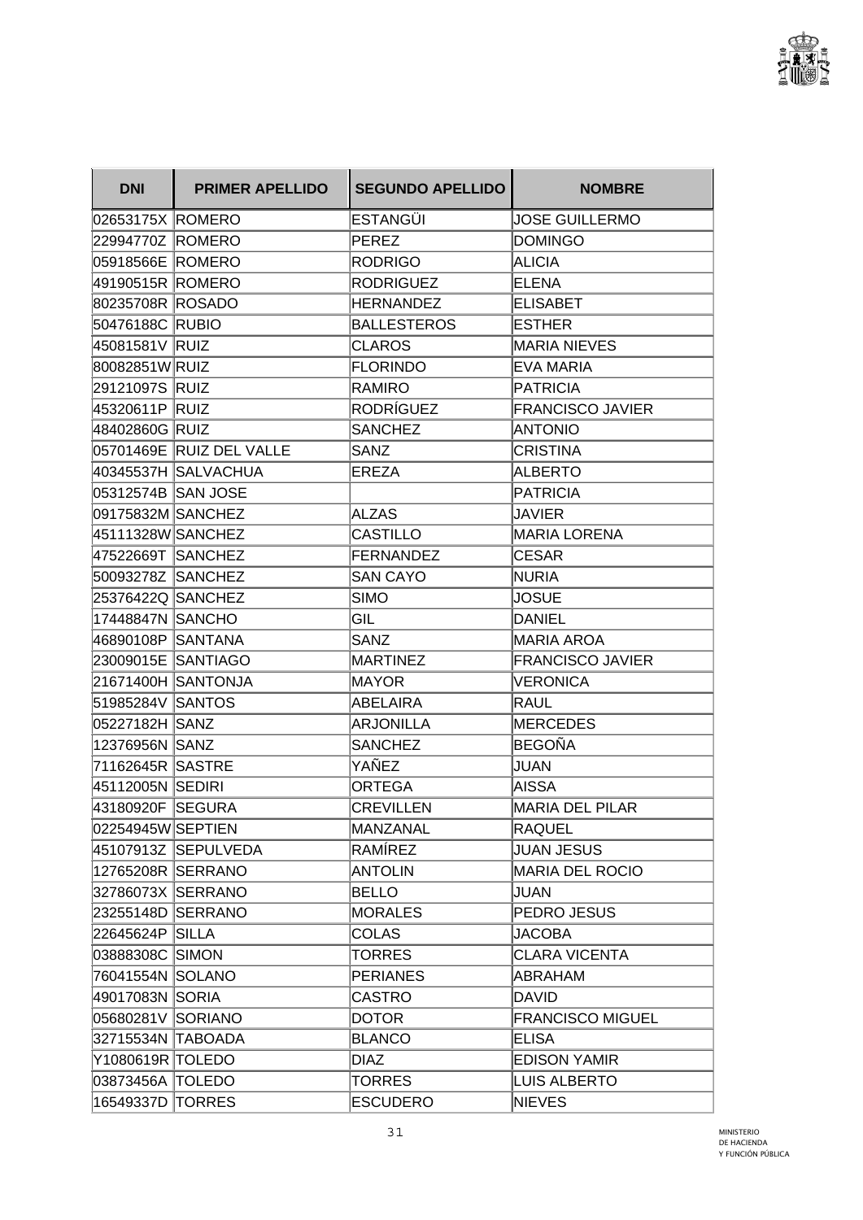| DNI | PRIMER APELLIDO | SEGUNDO APELLIDO | NOMBRE |
|---|---|---|---|
| 02653175X | ROMERO | ESTANGÜI | JOSE GUILLERMO |
| 22994770Z | ROMERO | PEREZ | DOMINGO |
| 05918566E | ROMERO | RODRIGO | ALICIA |
| 49190515R | ROMERO | RODRIGUEZ | ELENA |
| 80235708R | ROSADO | HERNANDEZ | ELISABET |
| 50476188C | RUBIO | BALLESTEROS | ESTHER |
| 45081581V | RUIZ | CLAROS | MARIA NIEVES |
| 80082851W | RUIZ | FLORINDO | EVA MARIA |
| 29121097S | RUIZ | RAMIRO | PATRICIA |
| 45320611P | RUIZ | RODRÍGUEZ | FRANCISCO JAVIER |
| 48402860G | RUIZ | SANCHEZ | ANTONIO |
| 05701469E | RUIZ DEL VALLE | SANZ | CRISTINA |
| 40345537H | SALVACHUA | EREZA | ALBERTO |
| 05312574B | SAN JOSE | | PATRICIA |
| 09175832M | SANCHEZ | ALZAS | JAVIER |
| 45111328W | SANCHEZ | CASTILLO | MARIA LORENA |
| 47522669T | SANCHEZ | FERNANDEZ | CESAR |
| 50093278Z | SANCHEZ | SAN CAYO | NURIA |
| 25376422Q | SANCHEZ | SIMO | JOSUE |
| 17448847N | SANCHO | GIL | DANIEL |
| 46890108P | SANTANA | SANZ | MARIA AROA |
| 23009015E | SANTIAGO | MARTINEZ | FRANCISCO JAVIER |
| 21671400H | SANTONJA | MAYOR | VERONICA |
| 51985284V | SANTOS | ABELAIRA | RAUL |
| 05227182H | SANZ | ARJONILLA | MERCEDES |
| 12376956N | SANZ | SANCHEZ | BEGOÑA |
| 71162645R | SASTRE | YAÑEZ | JUAN |
| 45112005N | SEDIRI | ORTEGA | AISSA |
| 43180920F | SEGURA | CREVILLEN | MARIA DEL PILAR |
| 02254945W | SEPTIEN | MANZANAL | RAQUEL |
| 45107913Z | SEPULVEDA | RAMÍREZ | JUAN JESUS |
| 12765208R | SERRANO | ANTOLIN | MARIA DEL ROCIO |
| 32786073X | SERRANO | BELLO | JUAN |
| 23255148D | SERRANO | MORALES | PEDRO JESUS |
| 22645624P | SILLA | COLAS | JACOBA |
| 03888308C | SIMON | TORRES | CLARA VICENTA |
| 76041554N | SOLANO | PERIANES | ABRAHAM |
| 49017083N | SORIA | CASTRO | DAVID |
| 05680281V | SORIANO | DOTOR | FRANCISCO MIGUEL |
| 32715534N | TABOADA | BLANCO | ELISA |
| Y1080619R | TOLEDO | DIAZ | EDISON YAMIR |
| 03873456A | TOLEDO | TORRES | LUIS ALBERTO |
| 16549337D | TORRES | ESCUDERO | NIEVES |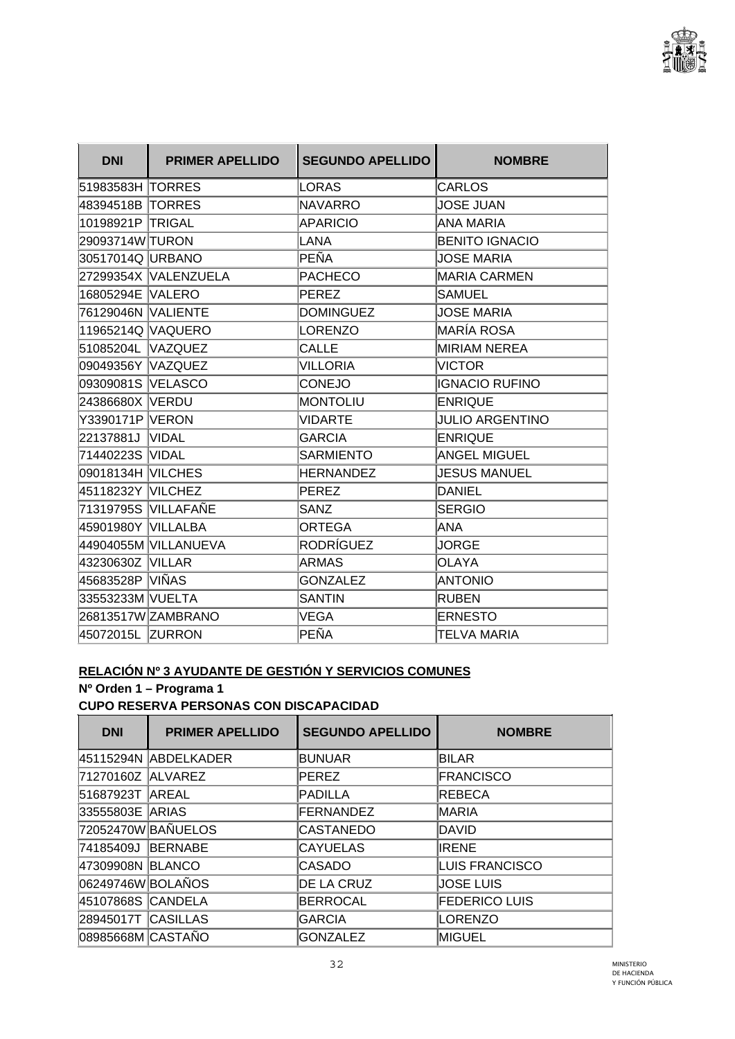| DNI | PRIMER APELLIDO | SEGUNDO APELLIDO | NOMBRE |
|---|---|---|---|
| 51983583H | TORRES | LORAS | CARLOS |
| 48394518B | TORRES | NAVARRO | JOSE JUAN |
| 10198921P | TRIGAL | APARICIO | ANA MARIA |
| 29093714W | TURON | LANA | BENITO IGNACIO |
| 30517014Q | URBANO | PEÑA | JOSE MARIA |
| 27299354X | VALENZUELA | PACHECO | MARIA CARMEN |
| 16805294E | VALERO | PEREZ | SAMUEL |
| 76129046N | VALIENTE | DOMINGUEZ | JOSE MARIA |
| 11965214Q | VAQUERO | LORENZO | MARÍA ROSA |
| 51085204L | VAZQUEZ | CALLE | MIRIAM NEREA |
| 09049356Y | VAZQUEZ | VILLORIA | VICTOR |
| 09309081S | VELASCO | CONEJO | IGNACIO RUFINO |
| 24386680X | VERDU | MONTOLIU | ENRIQUE |
| Y3390171P | VERON | VIDARTE | JULIO ARGENTINO |
| 22137881J | VIDAL | GARCIA | ENRIQUE |
| 71440223S | VIDAL | SARMIENTO | ANGEL MIGUEL |
| 09018134H | VILCHES | HERNANDEZ | JESUS MANUEL |
| 45118232Y | VILCHEZ | PEREZ | DANIEL |
| 71319795S | VILLAFAÑE | SANZ | SERGIO |
| 45901980Y | VILLALBA | ORTEGA | ANA |
| 44904055M | VILLANUEVA | RODRÍGUEZ | JORGE |
| 43230630Z | VILLAR | ARMAS | OLAYA |
| 45683528P | VIÑAS | GONZALEZ | ANTONIO |
| 33553233M | VUELTA | SANTIN | RUBEN |
| 26813517W | ZAMBRANO | VEGA | ERNESTO |
| 45072015L | ZURRON | PEÑA | TELVA MARIA |

**RELACIÓN Nº 3 AYUDANTE DE GESTIÓN Y SERVICIOS COMUNES**

**Nº Orden 1 – Programa 1**

**CUPO RESERVA PERSONAS CON DISCAPACIDAD**

| DNI | PRIMER APELLIDO | SEGUNDO APELLIDO | NOMBRE |
|---|---|---|---|
| 45115294N | ABDELKADER | BUNUAR | BILAR |
| 71270160Z | ALVAREZ | PEREZ | FRANCISCO |
| 51687923T | AREAL | PADILLA | REBECA |
| 33555803E | ARIAS | FERNANDEZ | MARIA |
| 72052470W | BAÑUELOS | CASTANEDO | DAVID |
| 74185409J | BERNABE | CAYUELAS | IRENE |
| 47309908N | BLANCO | CASADO | LUIS FRANCISCO |
| 06249746W | BOLAÑOS | DE LA CRUZ | JOSE LUIS |
| 45107868S | CANDELA | BERROCAL | FEDERICO LUIS |
| 28945017T | CASILLAS | GARCIA | LORENZO |
| 08985668M | CASTAÑO | GONZALEZ | MIGUEL |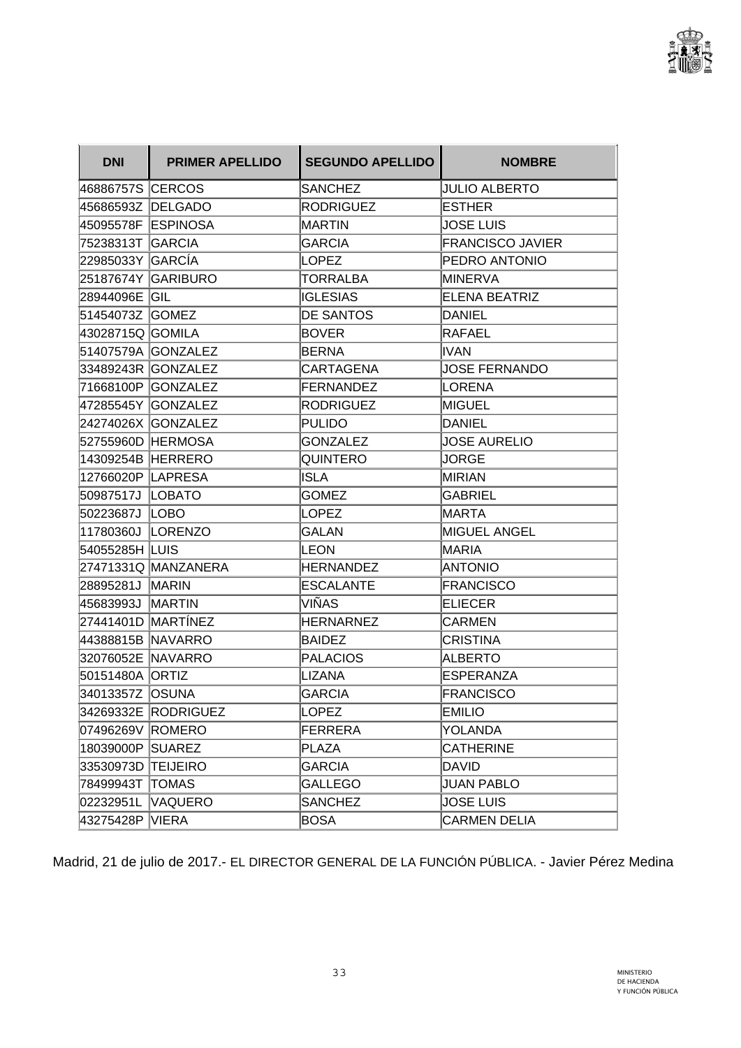| DNI | PRIMER APELLIDO | SEGUNDO APELLIDO | NOMBRE |
|---|---|---|---|
| 46886757S | CERCOS | SANCHEZ | JULIO ALBERTO |
| 45686593Z | DELGADO | RODRIGUEZ | ESTHER |
| 45095578F | ESPINOSA | MARTIN | JOSE LUIS |
| 75238313T | GARCIA | GARCIA | FRANCISCO JAVIER |
| 22985033Y | GARCÍA | LOPEZ | PEDRO ANTONIO |
| 25187674Y | GARIBURO | TORRALBA | MINERVA |
| 28944096E | GIL | IGLESIAS | ELENA BEATRIZ |
| 51454073Z | GOMEZ | DE SANTOS | DANIEL |
| 43028715Q | GOMILA | BOVER | RAFAEL |
| 51407579A | GONZALEZ | BERNA | IVAN |
| 33489243R | GONZALEZ | CARTAGENA | JOSE FERNANDO |
| 71668100P | GONZALEZ | FERNANDEZ | LORENA |
| 47285545Y | GONZALEZ | RODRIGUEZ | MIGUEL |
| 24274026X | GONZALEZ | PULIDO | DANIEL |
| 52755960D | HERMOSA | GONZALEZ | JOSE AURELIO |
| 14309254B | HERRERO | QUINTERO | JORGE |
| 12766020P | LAPRESA | ISLA | MIRIAN |
| 50987517J | LOBATO | GOMEZ | GABRIEL |
| 50223687J | LOBO | LOPEZ | MARTA |
| 11780360J | LORENZO | GALAN | MIGUEL ANGEL |
| 54055285H | LUIS | LEON | MARIA |
| 27471331Q | MANZANERA | HERNANDEZ | ANTONIO |
| 28895281J | MARIN | ESCALANTE | FRANCISCO |
| 45683993J | MARTIN | VIÑAS | ELIECER |
| 27441401D | MARTÍNEZ | HERNARNEZ | CARMEN |
| 44388815B | NAVARRO | BAIDEZ | CRISTINA |
| 32076052E | NAVARRO | PALACIOS | ALBERTO |
| 50151480A | ORTIZ | LIZANA | ESPERANZA |
| 34013357Z | OSUNA | GARCIA | FRANCISCO |
| 34269332E | RODRIGUEZ | LOPEZ | EMILIO |
| 07496269V | ROMERO | FERRERA | YOLANDA |
| 18039000P | SUAREZ | PLAZA | CATHERINE |
| 33530973D | TEIJEIRO | GARCIA | DAVID |
| 78499943T | TOMAS | GALLEGO | JUAN PABLO |
| 02232951L | VAQUERO | SANCHEZ | JOSE LUIS |
| 43275428P | VIERA | BOSA | CARMEN DELIA |

Madrid, 21 de julio de 2017.- EL DIRECTOR GENERAL DE LA FUNCIÓN PÚBLICA. - Javier Pérez Medina